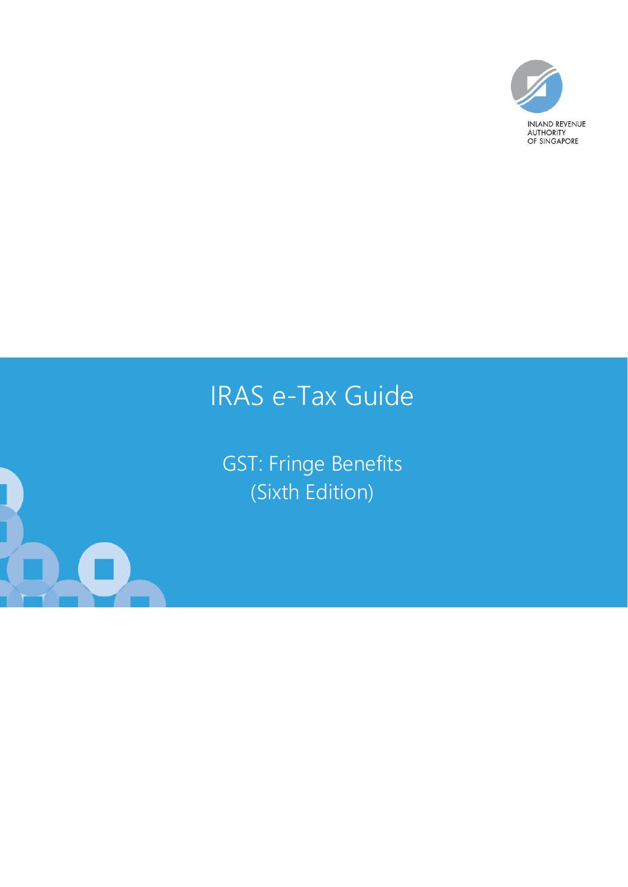INLAND REVENUE AUTHORITY OF SINGAPORE

# IRAS e-Tax Guide

## GST: Fringe Benefits (Sixth Edition)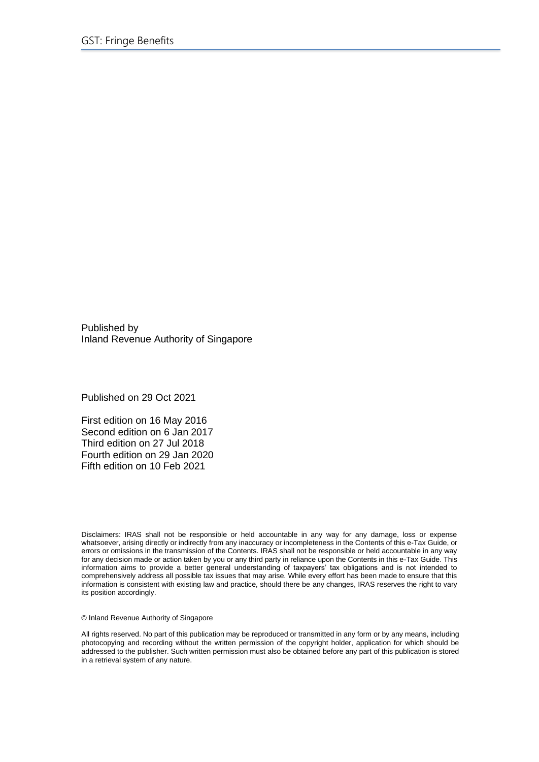Published by
Inland Revenue Authority of Singapore

Published on 29 Oct 2021

First edition on 16 May 2016
Second edition on 6 Jan 2017
Third edition on 27 Jul 2018
Fourth edition on 29 Jan 2020
Fifth edition on 10 Feb 2021

Disclaimers: IRAS shall not be responsible or held accountable in any way for any damage, loss or expense whatsoever, arising directly or indirectly from any inaccuracy or incompleteness in the Contents of this e-Tax Guide, or errors or omissions in the transmission of the Contents. IRAS shall not be responsible or held accountable in any way for any decision made or action taken by you or any third party in reliance upon the Contents in this e-Tax Guide. This information aims to provide a better general understanding of taxpayers' tax obligations and is not intended to comprehensively address all possible tax issues that may arise. While every effort has been made to ensure that this information is consistent with existing law and practice, should there be any changes, IRAS reserves the right to vary its position accordingly.

© Inland Revenue Authority of Singapore

All rights reserved. No part of this publication may be reproduced or transmitted in any form or by any means, including photocopying and recording without the written permission of the copyright holder, application for which should be addressed to the publisher. Such written permission must also be obtained before any part of this publication is stored in a retrieval system of any nature.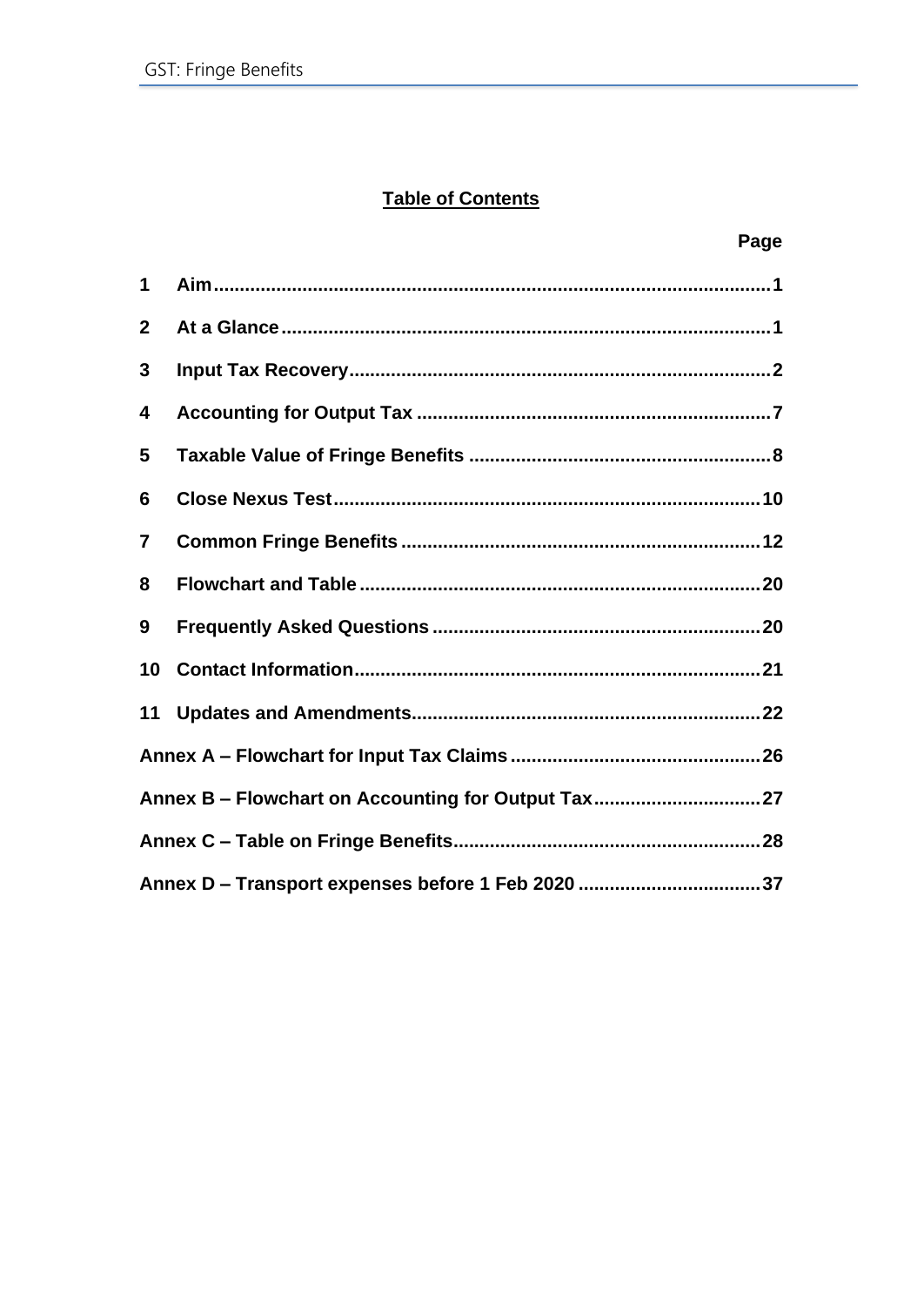## Table of Contents

| | | Page |
|---|---|---|
| 1 | Aim | 1 |
| 2 | At a Glance | 1 |
| 3 | Input Tax Recovery | 2 |
| 4 | Accounting for Output Tax | 7 |
| 5 | Taxable Value of Fringe Benefits | 8 |
| 6 | Close Nexus Test | 10 |
| 7 | Common Fringe Benefits | 12 |
| 8 | Flowchart and Table | 20 |
| 9 | Frequently Asked Questions | 20 |
| 10 | Contact Information | 21 |
| 11 | Updates and Amendments | 22 |
| Annex A – Flowchart for Input Tax Claims | | 26 |
| Annex B – Flowchart on Accounting for Output Tax | | 27 |
| Annex C – Table on Fringe Benefits | | 28 |
| Annex D – Transport expenses before 1 Feb 2020 | | 37 |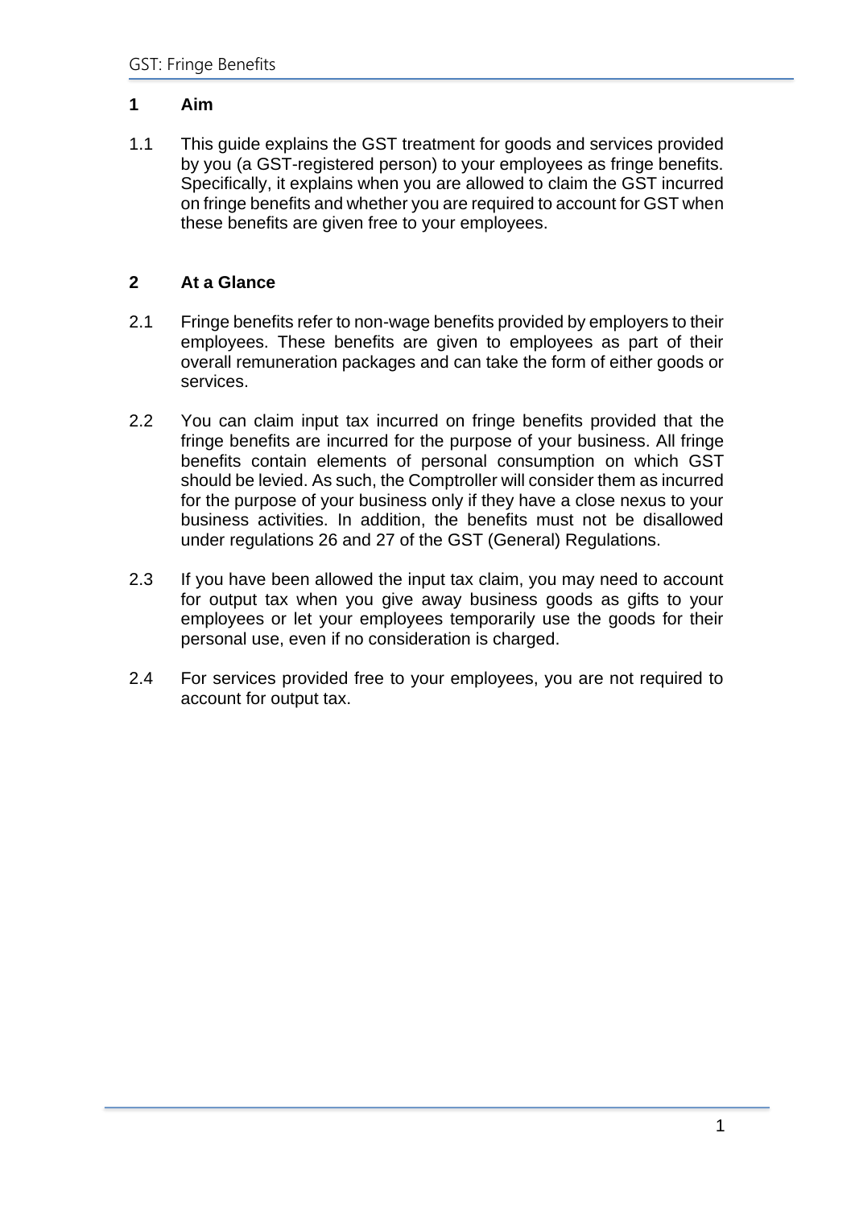## 1 Aim

1.1 This guide explains the GST treatment for goods and services provided by you (a GST-registered person) to your employees as fringe benefits. Specifically, it explains when you are allowed to claim the GST incurred on fringe benefits and whether you are required to account for GST when these benefits are given free to your employees.

## 2 At a Glance

2.1 Fringe benefits refer to non-wage benefits provided by employers to their employees. These benefits are given to employees as part of their overall remuneration packages and can take the form of either goods or services.

2.2 You can claim input tax incurred on fringe benefits provided that the fringe benefits are incurred for the purpose of your business. All fringe benefits contain elements of personal consumption on which GST should be levied. As such, the Comptroller will consider them as incurred for the purpose of your business only if they have a close nexus to your business activities. In addition, the benefits must not be disallowed under regulations 26 and 27 of the GST (General) Regulations.

2.3 If you have been allowed the input tax claim, you may need to account for output tax when you give away business goods as gifts to your employees or let your employees temporarily use the goods for their personal use, even if no consideration is charged.

2.4 For services provided free to your employees, you are not required to account for output tax.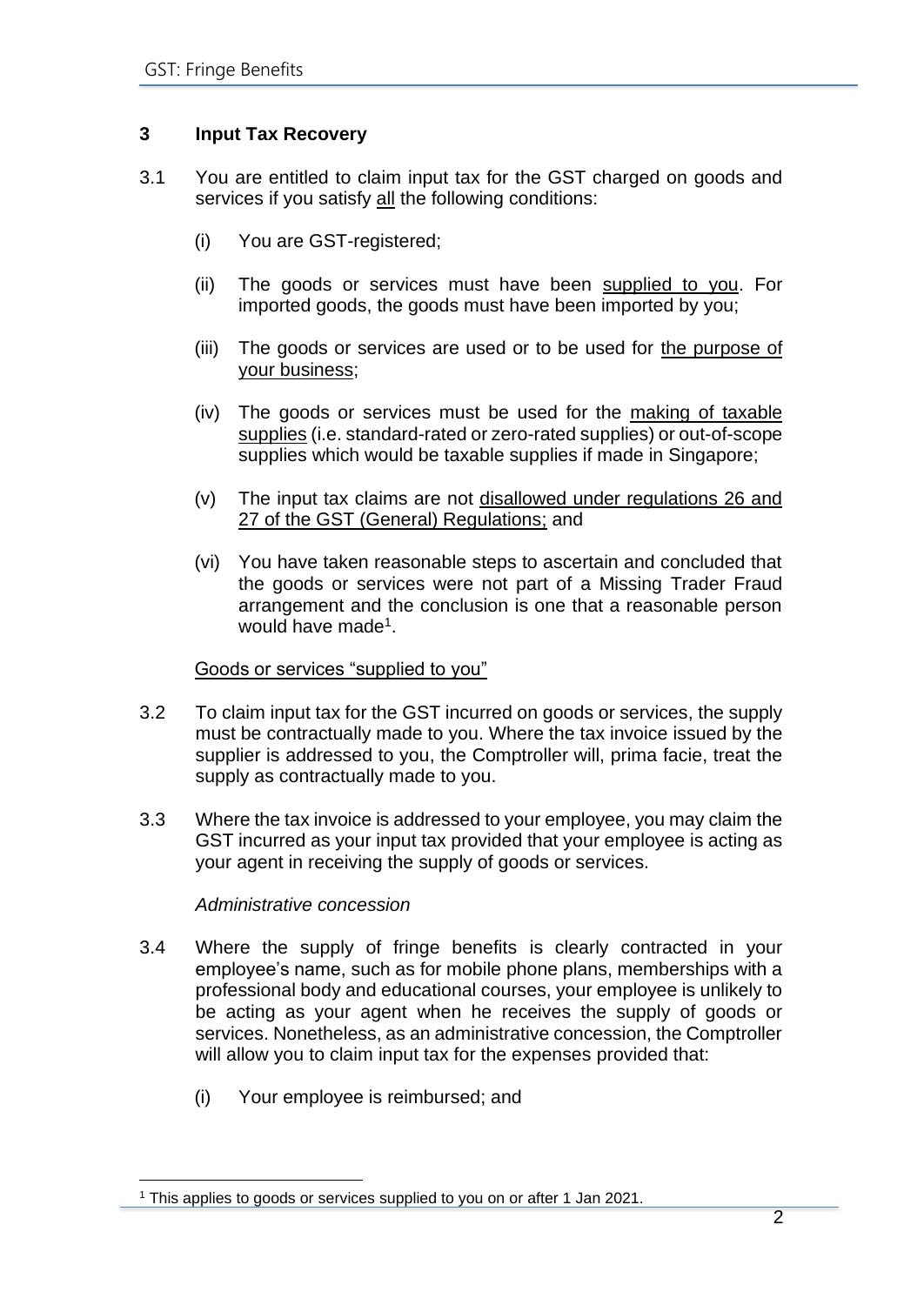## 3 Input Tax Recovery

3.1 You are entitled to claim input tax for the GST charged on goods and services if you satisfy all the following conditions:

(i) You are GST-registered;

(ii) The goods or services must have been supplied to you. For imported goods, the goods must have been imported by you;

(iii) The goods or services are used or to be used for the purpose of your business;

(iv) The goods or services must be used for the making of taxable supplies (i.e. standard-rated or zero-rated supplies) or out-of-scope supplies which would be taxable supplies if made in Singapore;

(v) The input tax claims are not disallowed under regulations 26 and 27 of the GST (General) Regulations; and

(vi) You have taken reasonable steps to ascertain and concluded that the goods or services were not part of a Missing Trader Fraud arrangement and the conclusion is one that a reasonable person would have made[1].

Goods or services "supplied to you"

3.2 To claim input tax for the GST incurred on goods or services, the supply must be contractually made to you. Where the tax invoice issued by the supplier is addressed to you, the Comptroller will, prima facie, treat the supply as contractually made to you.

3.3 Where the tax invoice is addressed to your employee, you may claim the GST incurred as your input tax provided that your employee is acting as your agent in receiving the supply of goods or services.

*Administrative concession*

3.4 Where the supply of fringe benefits is clearly contracted in your employee's name, such as for mobile phone plans, memberships with a professional body and educational courses, your employee is unlikely to be acting as your agent when he receives the supply of goods or services. Nonetheless, as an administrative concession, the Comptroller will allow you to claim input tax for the expenses provided that:

(i) Your employee is reimbursed; and

[1] This applies to goods or services supplied to you on or after 1 Jan 2021.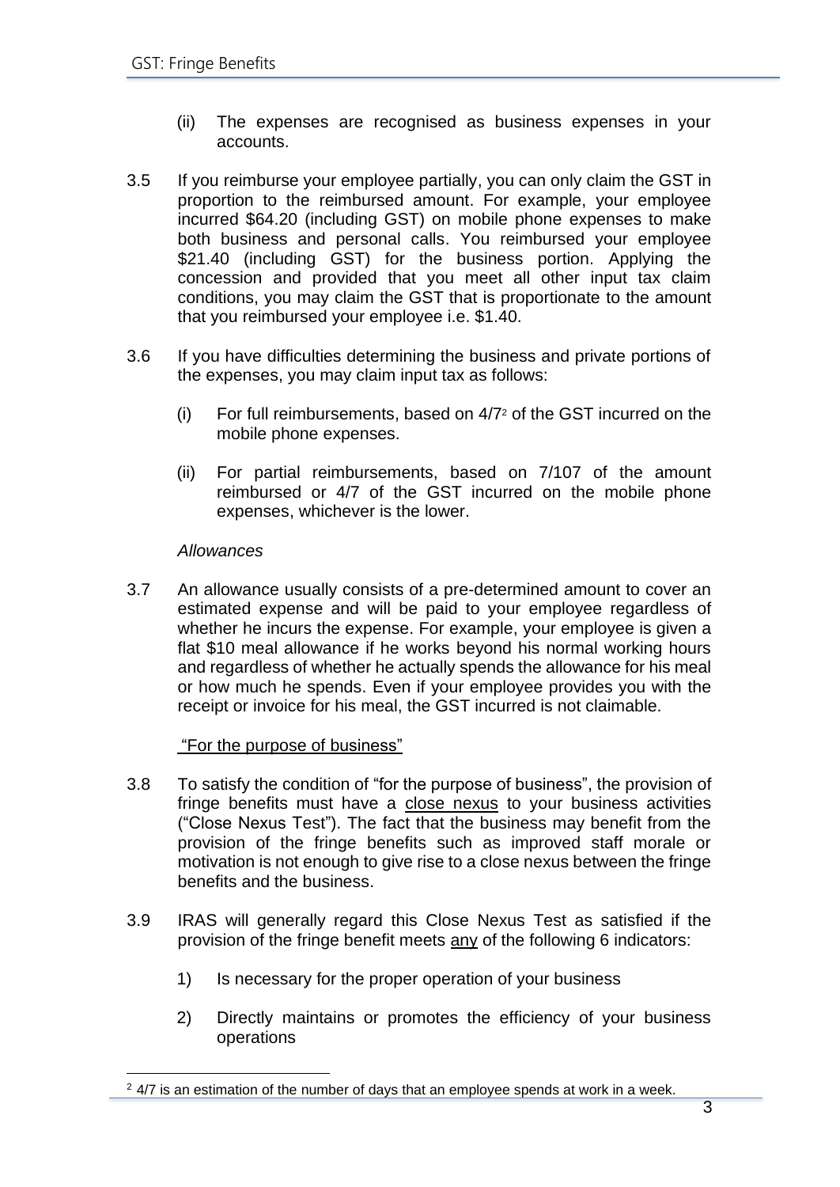(ii) The expenses are recognised as business expenses in your accounts.

3.5 If you reimburse your employee partially, you can only claim the GST in proportion to the reimbursed amount. For example, your employee incurred $64.20 (including GST) on mobile phone expenses to make both business and personal calls. You reimbursed your employee $21.40 (including GST) for the business portion. Applying the concession and provided that you meet all other input tax claim conditions, you may claim the GST that is proportionate to the amount that you reimbursed your employee i.e. $1.40.

3.6 If you have difficulties determining the business and private portions of the expenses, you may claim input tax as follows:

(i) For full reimbursements, based on 4/7[2] of the GST incurred on the mobile phone expenses.

(ii) For partial reimbursements, based on 7/107 of the amount reimbursed or 4/7 of the GST incurred on the mobile phone expenses, whichever is the lower.

*Allowances*

3.7 An allowance usually consists of a pre-determined amount to cover an estimated expense and will be paid to your employee regardless of whether he incurs the expense. For example, your employee is given a flat $10 meal allowance if he works beyond his normal working hours and regardless of whether he actually spends the allowance for his meal or how much he spends. Even if your employee provides you with the receipt or invoice for his meal, the GST incurred is not claimable.

"For the purpose of business"

3.8 To satisfy the condition of "for the purpose of business", the provision of fringe benefits must have a close nexus to your business activities ("Close Nexus Test"). The fact that the business may benefit from the provision of the fringe benefits such as improved staff morale or motivation is not enough to give rise to a close nexus between the fringe benefits and the business.

3.9 IRAS will generally regard this Close Nexus Test as satisfied if the provision of the fringe benefit meets any of the following 6 indicators:

1) Is necessary for the proper operation of your business

2) Directly maintains or promotes the efficiency of your business operations

[2] 4/7 is an estimation of the number of days that an employee spends at work in a week.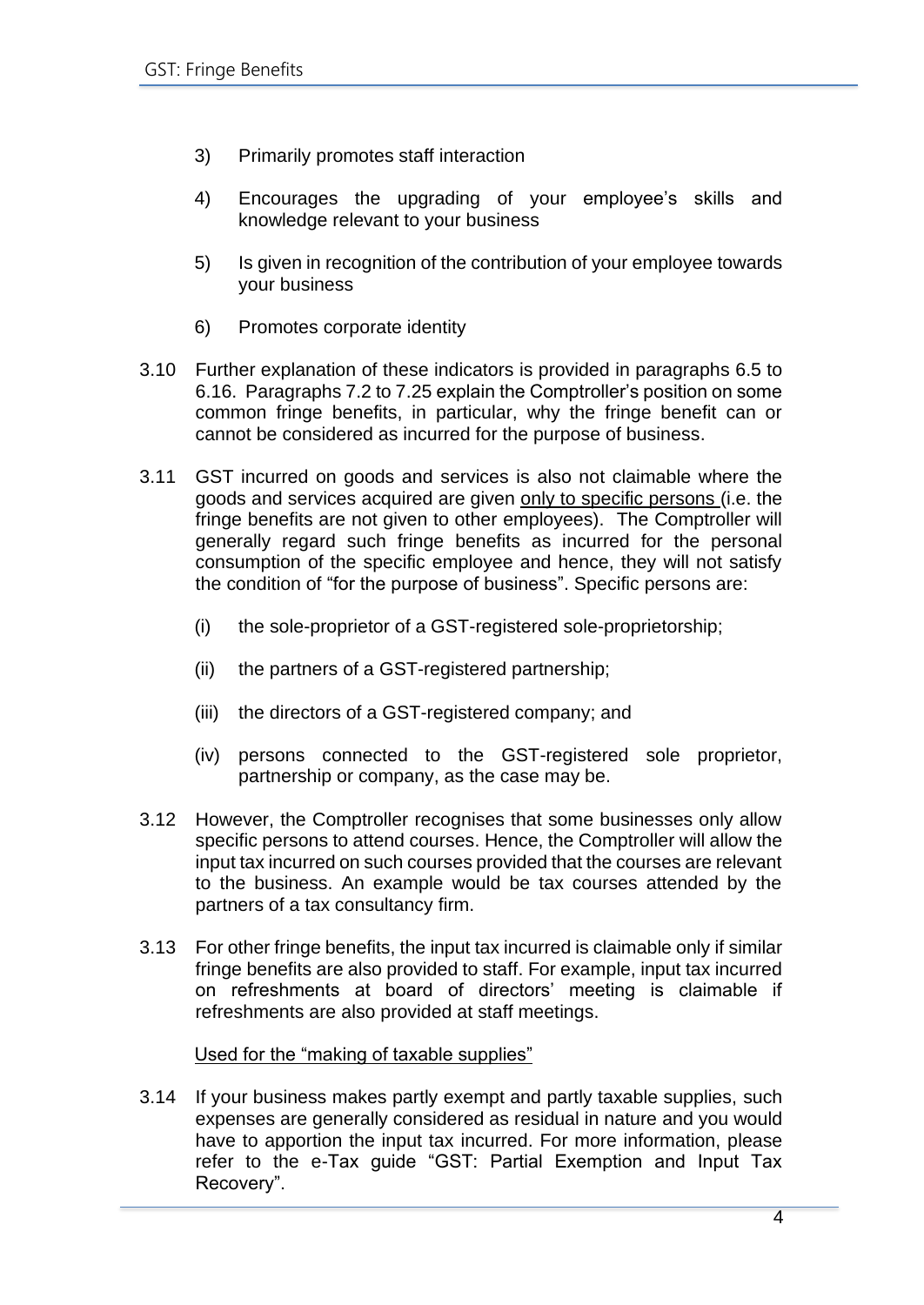3) Primarily promotes staff interaction

4) Encourages the upgrading of your employee's skills and knowledge relevant to your business

5) Is given in recognition of the contribution of your employee towards your business

6) Promotes corporate identity

3.10 Further explanation of these indicators is provided in paragraphs 6.5 to 6.16. Paragraphs 7.2 to 7.25 explain the Comptroller's position on some common fringe benefits, in particular, why the fringe benefit can or cannot be considered as incurred for the purpose of business.

3.11 GST incurred on goods and services is also not claimable where the goods and services acquired are given <u>only to specific persons</u> (i.e. the fringe benefits are not given to other employees). The Comptroller will generally regard such fringe benefits as incurred for the personal consumption of the specific employee and hence, they will not satisfy the condition of "for the purpose of business". Specific persons are:

(i) the sole-proprietor of a GST-registered sole-proprietorship;

(ii) the partners of a GST-registered partnership;

(iii) the directors of a GST-registered company; and

(iv) persons connected to the GST-registered sole proprietor, partnership or company, as the case may be.

3.12 However, the Comptroller recognises that some businesses only allow specific persons to attend courses. Hence, the Comptroller will allow the input tax incurred on such courses provided that the courses are relevant to the business. An example would be tax courses attended by the partners of a tax consultancy firm.

3.13 For other fringe benefits, the input tax incurred is claimable only if similar fringe benefits are also provided to staff. For example, input tax incurred on refreshments at board of directors' meeting is claimable if refreshments are also provided at staff meetings.

<u>Used for the "making of taxable supplies"</u>

3.14 If your business makes partly exempt and partly taxable supplies, such expenses are generally considered as residual in nature and you would have to apportion the input tax incurred. For more information, please refer to the e-Tax guide "GST: Partial Exemption and Input Tax Recovery".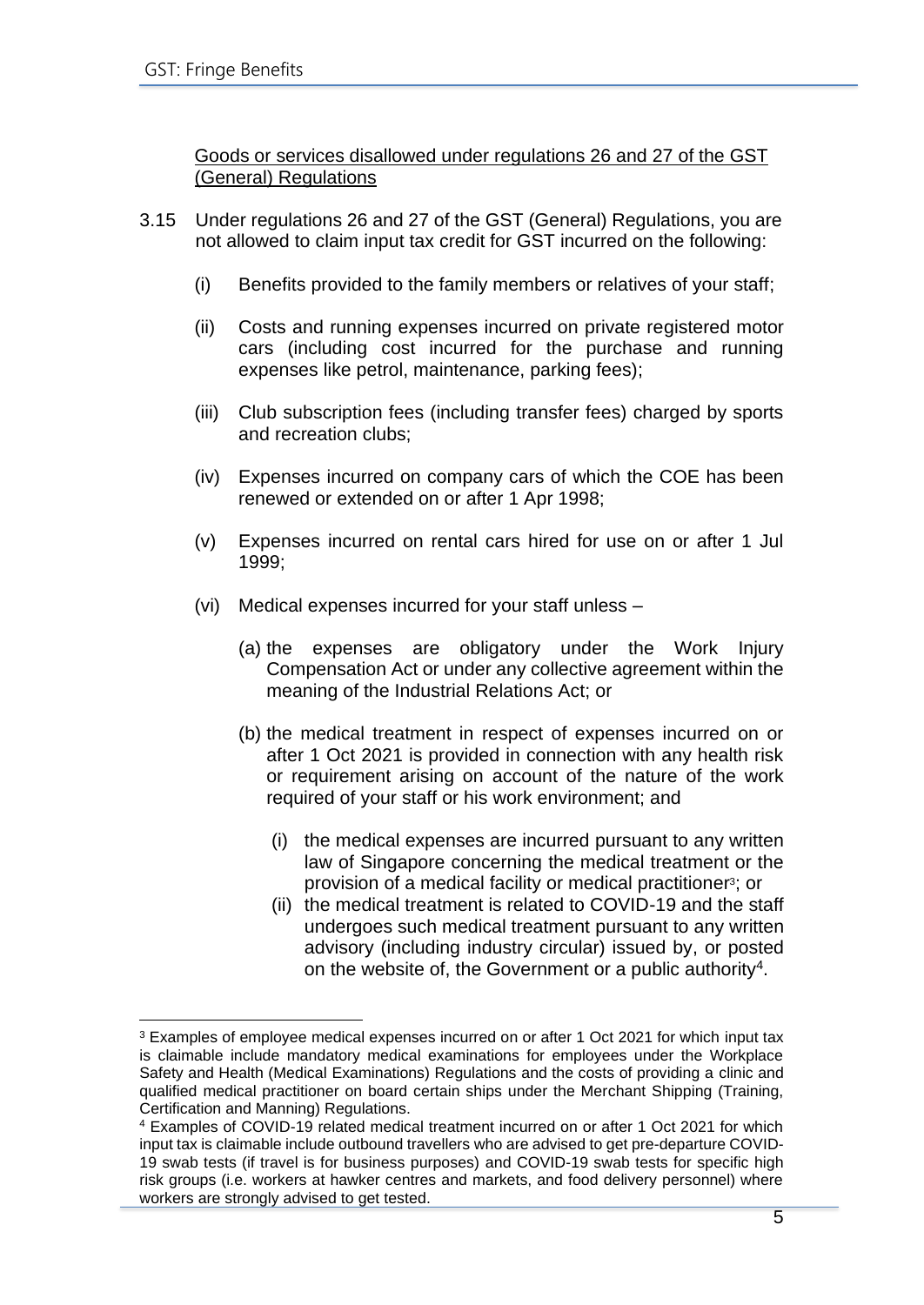<u>Goods or services disallowed under regulations 26 and 27 of the GST (General) Regulations</u>

3.15 Under regulations 26 and 27 of the GST (General) Regulations, you are not allowed to claim input tax credit for GST incurred on the following:

(i) Benefits provided to the family members or relatives of your staff;

(ii) Costs and running expenses incurred on private registered motor cars (including cost incurred for the purchase and running expenses like petrol, maintenance, parking fees);

(iii) Club subscription fees (including transfer fees) charged by sports and recreation clubs;

(iv) Expenses incurred on company cars of which the COE has been renewed or extended on or after 1 Apr 1998;

(v) Expenses incurred on rental cars hired for use on or after 1 Jul 1999;

(vi) Medical expenses incurred for your staff unless –

(a) the expenses are obligatory under the Work Injury Compensation Act or under any collective agreement within the meaning of the Industrial Relations Act; or

(b) the medical treatment in respect of expenses incurred on or after 1 Oct 2021 is provided in connection with any health risk or requirement arising on account of the nature of the work required of your staff or his work environment; and

(i) the medical expenses are incurred pursuant to any written law of Singapore concerning the medical treatment or the provision of a medical facility or medical practitioner[3]; or

(ii) the medical treatment is related to COVID-19 and the staff undergoes such medical treatment pursuant to any written advisory (including industry circular) issued by, or posted on the website of, the Government or a public authority[4].

---

[3] Examples of employee medical expenses incurred on or after 1 Oct 2021 for which input tax is claimable include mandatory medical examinations for employees under the Workplace Safety and Health (Medical Examinations) Regulations and the costs of providing a clinic and qualified medical practitioner on board certain ships under the Merchant Shipping (Training, Certification and Manning) Regulations.

[4] Examples of COVID-19 related medical treatment incurred on or after 1 Oct 2021 for which input tax is claimable include outbound travellers who are advised to get pre-departure COVID-19 swab tests (if travel is for business purposes) and COVID-19 swab tests for specific high risk groups (i.e. workers at hawker centres and markets, and food delivery personnel) where workers are strongly advised to get tested.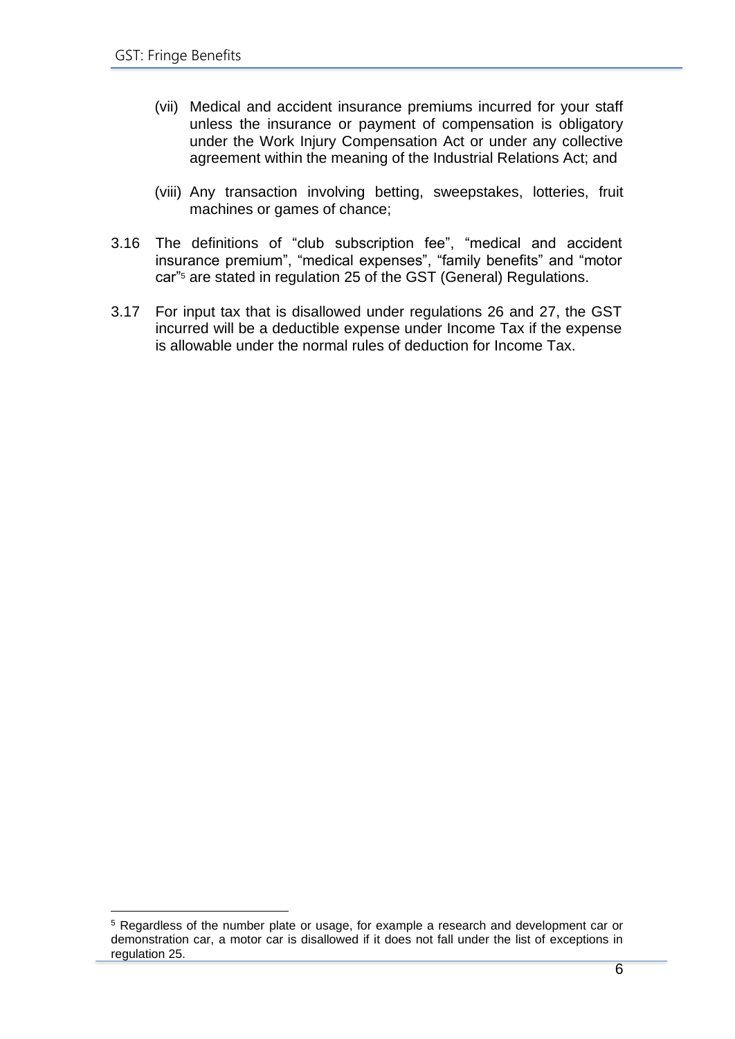(vii) Medical and accident insurance premiums incurred for your staff unless the insurance or payment of compensation is obligatory under the Work Injury Compensation Act or under any collective agreement within the meaning of the Industrial Relations Act; and

(viii) Any transaction involving betting, sweepstakes, lotteries, fruit machines or games of chance;

3.16 The definitions of "club subscription fee", "medical and accident insurance premium", "medical expenses", "family benefits" and "motor car"[5] are stated in regulation 25 of the GST (General) Regulations.

3.17 For input tax that is disallowed under regulations 26 and 27, the GST incurred will be a deductible expense under Income Tax if the expense is allowable under the normal rules of deduction for Income Tax.

---

[5] Regardless of the number plate or usage, for example a research and development car or demonstration car, a motor car is disallowed if it does not fall under the list of exceptions in regulation 25.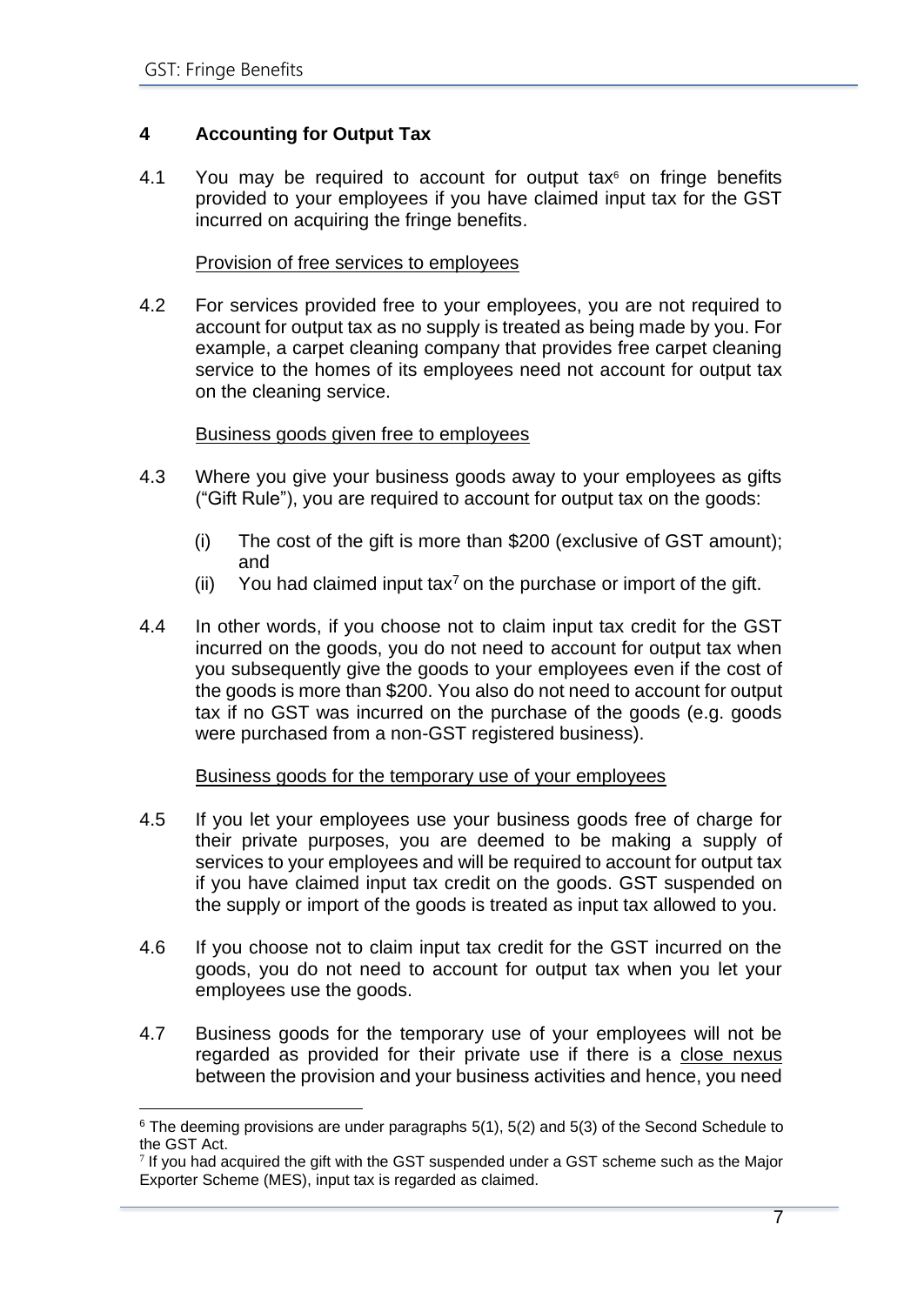## 4 Accounting for Output Tax

4.1 You may be required to account for output tax[6] on fringe benefits provided to your employees if you have claimed input tax for the GST incurred on acquiring the fringe benefits.

Provision of free services to employees

4.2 For services provided free to your employees, you are not required to account for output tax as no supply is treated as being made by you. For example, a carpet cleaning company that provides free carpet cleaning service to the homes of its employees need not account for output tax on the cleaning service.

Business goods given free to employees

4.3 Where you give your business goods away to your employees as gifts ("Gift Rule"), you are required to account for output tax on the goods:

(i) The cost of the gift is more than $200 (exclusive of GST amount); and

(ii) You had claimed input tax[7] on the purchase or import of the gift.

4.4 In other words, if you choose not to claim input tax credit for the GST incurred on the goods, you do not need to account for output tax when you subsequently give the goods to your employees even if the cost of the goods is more than $200. You also do not need to account for output tax if no GST was incurred on the purchase of the goods (e.g. goods were purchased from a non-GST registered business).

Business goods for the temporary use of your employees

4.5 If you let your employees use your business goods free of charge for their private purposes, you are deemed to be making a supply of services to your employees and will be required to account for output tax if you have claimed input tax credit on the goods. GST suspended on the supply or import of the goods is treated as input tax allowed to you.

4.6 If you choose not to claim input tax credit for the GST incurred on the goods, you do not need to account for output tax when you let your employees use the goods.

4.7 Business goods for the temporary use of your employees will not be regarded as provided for their private use if there is a close nexus between the provision and your business activities and hence, you need

[6] The deeming provisions are under paragraphs 5(1), 5(2) and 5(3) of the Second Schedule to the GST Act.

[7] If you had acquired the gift with the GST suspended under a GST scheme such as the Major Exporter Scheme (MES), input tax is regarded as claimed.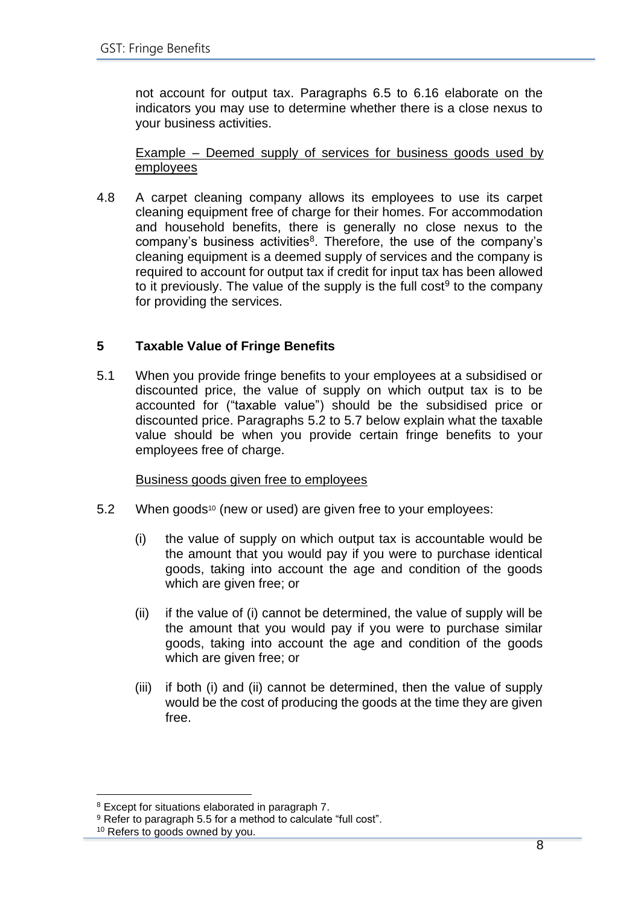not account for output tax. Paragraphs 6.5 to 6.16 elaborate on the indicators you may use to determine whether there is a close nexus to your business activities.

Example – Deemed supply of services for business goods used by employees

4.8 A carpet cleaning company allows its employees to use its carpet cleaning equipment free of charge for their homes. For accommodation and household benefits, there is generally no close nexus to the company's business activities[8]. Therefore, the use of the company's cleaning equipment is a deemed supply of services and the company is required to account for output tax if credit for input tax has been allowed to it previously. The value of the supply is the full cost[9] to the company for providing the services.

## 5 Taxable Value of Fringe Benefits

5.1 When you provide fringe benefits to your employees at a subsidised or discounted price, the value of supply on which output tax is to be accounted for ("taxable value") should be the subsidised price or discounted price. Paragraphs 5.2 to 5.7 below explain what the taxable value should be when you provide certain fringe benefits to your employees free of charge.

Business goods given free to employees

5.2 When goods[10] (new or used) are given free to your employees:

(i) the value of supply on which output tax is accountable would be the amount that you would pay if you were to purchase identical goods, taking into account the age and condition of the goods which are given free; or

(ii) if the value of (i) cannot be determined, the value of supply will be the amount that you would pay if you were to purchase similar goods, taking into account the age and condition of the goods which are given free; or

(iii) if both (i) and (ii) cannot be determined, then the value of supply would be the cost of producing the goods at the time they are given free.

---

[8] Except for situations elaborated in paragraph 7.

[9] Refer to paragraph 5.5 for a method to calculate "full cost".

[10] Refers to goods owned by you.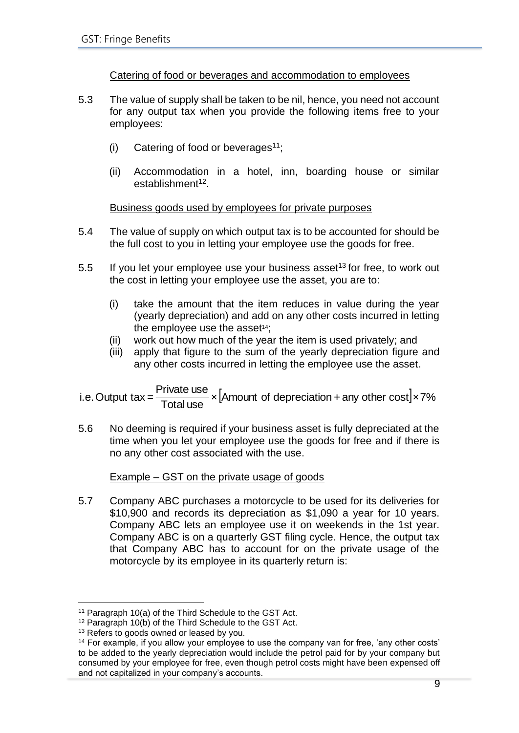Catering of food or beverages and accommodation to employees

5.3 The value of supply shall be taken to be nil, hence, you need not account for any output tax when you provide the following items free to your employees:

(i) Catering of food or beverages[11];

(ii) Accommodation in a hotel, inn, boarding house or similar establishment[12].

Business goods used by employees for private purposes

5.4 The value of supply on which output tax is to be accounted for should be the full cost to you in letting your employee use the goods for free.

5.5 If you let your employee use your business asset[13] for free, to work out the cost in letting your employee use the asset, you are to:

(i) take the amount that the item reduces in value during the year (yearly depreciation) and add on any other costs incurred in letting the employee use the asset[14];
(ii) work out how much of the year the item is used privately; and
(iii) apply that figure to the sum of the yearly depreciation figure and any other costs incurred in letting the employee use the asset.

$$\text{i.e. Output tax} = \frac{\text{Private use}}{\text{Total use}} \times [\text{Amount of depreciation} + \text{any other cost}] \times 7\%$$

5.6 No deeming is required if your business asset is fully depreciated at the time when you let your employee use the goods for free and if there is no any other cost associated with the use.

Example – GST on the private usage of goods

5.7 Company ABC purchases a motorcycle to be used for its deliveries for $10,900 and records its depreciation as $1,090 a year for 10 years. Company ABC lets an employee use it on weekends in the 1st year. Company ABC is on a quarterly GST filing cycle. Hence, the output tax that Company ABC has to account for on the private usage of the motorcycle by its employee in its quarterly return is:

---

[11] Paragraph 10(a) of the Third Schedule to the GST Act.

[12] Paragraph 10(b) of the Third Schedule to the GST Act.

[13] Refers to goods owned or leased by you.

[14] For example, if you allow your employee to use the company van for free, 'any other costs' to be added to the yearly depreciation would include the petrol paid for by your company but consumed by your employee for free, even though petrol costs might have been expensed off and not capitalized in your company's accounts.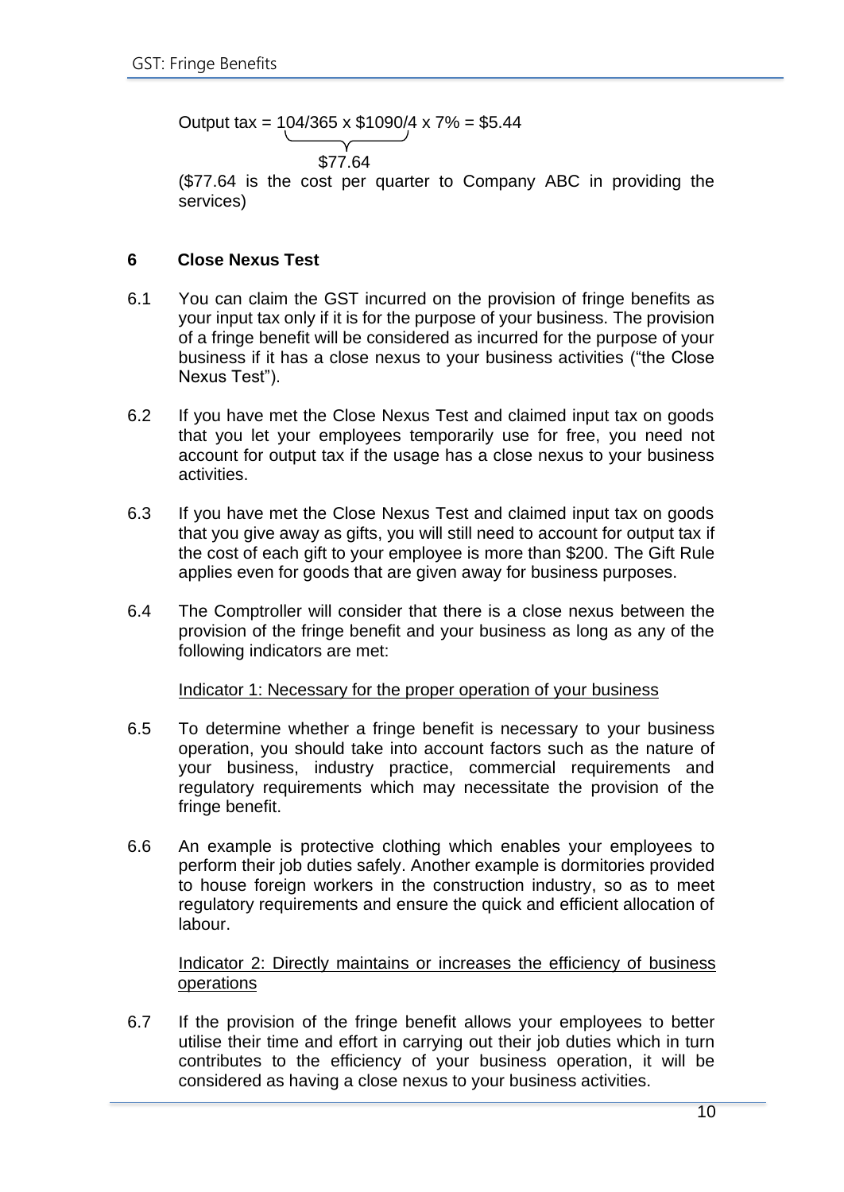$$\text{Output tax} = \underbrace{104/365 \times \$1090/4}_{\$77.64} \times 7\% = \$5.44$$

($77.64 is the cost per quarter to Company ABC in providing the services)

## 6 Close Nexus Test

6.1 You can claim the GST incurred on the provision of fringe benefits as your input tax only if it is for the purpose of your business. The provision of a fringe benefit will be considered as incurred for the purpose of your business if it has a close nexus to your business activities ("the Close Nexus Test").

6.2 If you have met the Close Nexus Test and claimed input tax on goods that you let your employees temporarily use for free, you need not account for output tax if the usage has a close nexus to your business activities.

6.3 If you have met the Close Nexus Test and claimed input tax on goods that you give away as gifts, you will still need to account for output tax if the cost of each gift to your employee is more than $200. The Gift Rule applies even for goods that are given away for business purposes.

6.4 The Comptroller will consider that there is a close nexus between the provision of the fringe benefit and your business as long as any of the following indicators are met:

Indicator 1: Necessary for the proper operation of your business

6.5 To determine whether a fringe benefit is necessary to your business operation, you should take into account factors such as the nature of your business, industry practice, commercial requirements and regulatory requirements which may necessitate the provision of the fringe benefit.

6.6 An example is protective clothing which enables your employees to perform their job duties safely. Another example is dormitories provided to house foreign workers in the construction industry, so as to meet regulatory requirements and ensure the quick and efficient allocation of labour.

Indicator 2: Directly maintains or increases the efficiency of business operations

6.7 If the provision of the fringe benefit allows your employees to better utilise their time and effort in carrying out their job duties which in turn contributes to the efficiency of your business operation, it will be considered as having a close nexus to your business activities.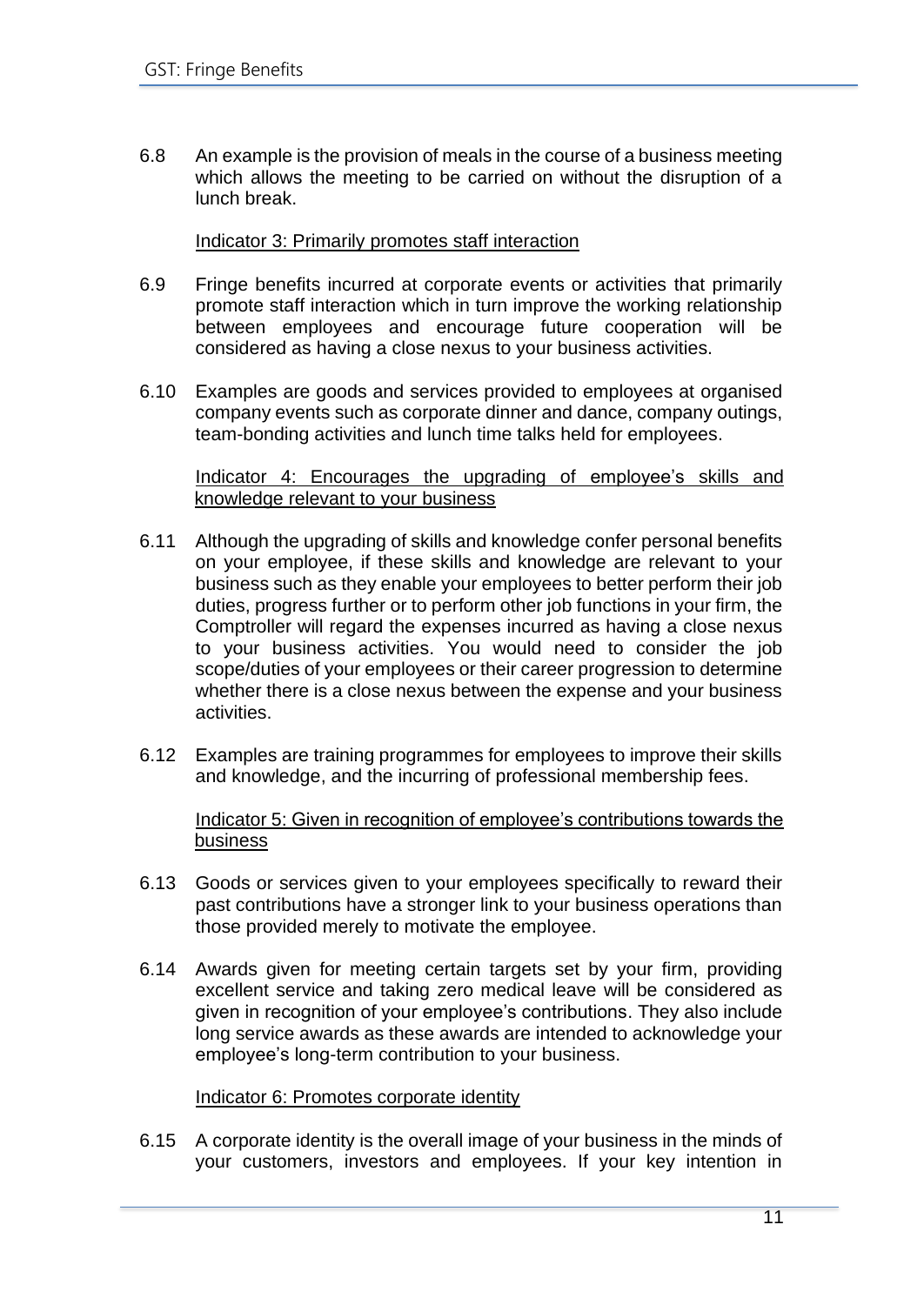6.8 An example is the provision of meals in the course of a business meeting which allows the meeting to be carried on without the disruption of a lunch break.

<u>Indicator 3: Primarily promotes staff interaction</u>

6.9 Fringe benefits incurred at corporate events or activities that primarily promote staff interaction which in turn improve the working relationship between employees and encourage future cooperation will be considered as having a close nexus to your business activities.

6.10 Examples are goods and services provided to employees at organised company events such as corporate dinner and dance, company outings, team-bonding activities and lunch time talks held for employees.

<u>Indicator 4: Encourages the upgrading of employee's skills and knowledge relevant to your business</u>

6.11 Although the upgrading of skills and knowledge confer personal benefits on your employee, if these skills and knowledge are relevant to your business such as they enable your employees to better perform their job duties, progress further or to perform other job functions in your firm, the Comptroller will regard the expenses incurred as having a close nexus to your business activities. You would need to consider the job scope/duties of your employees or their career progression to determine whether there is a close nexus between the expense and your business activities.

6.12 Examples are training programmes for employees to improve their skills and knowledge, and the incurring of professional membership fees.

<u>Indicator 5: Given in recognition of employee's contributions towards the business</u>

6.13 Goods or services given to your employees specifically to reward their past contributions have a stronger link to your business operations than those provided merely to motivate the employee.

6.14 Awards given for meeting certain targets set by your firm, providing excellent service and taking zero medical leave will be considered as given in recognition of your employee's contributions. They also include long service awards as these awards are intended to acknowledge your employee's long-term contribution to your business.

<u>Indicator 6: Promotes corporate identity</u>

6.15 A corporate identity is the overall image of your business in the minds of your customers, investors and employees. If your key intention in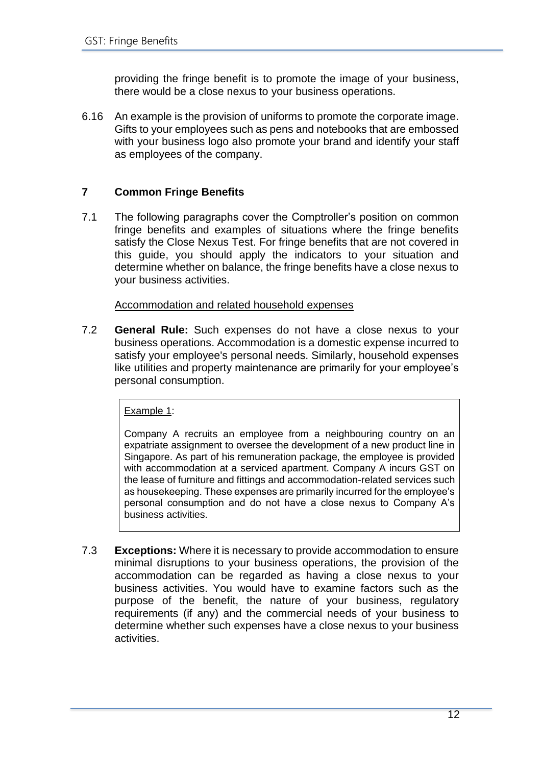providing the fringe benefit is to promote the image of your business, there would be a close nexus to your business operations.

6.16 An example is the provision of uniforms to promote the corporate image. Gifts to your employees such as pens and notebooks that are embossed with your business logo also promote your brand and identify your staff as employees of the company.

## 7 Common Fringe Benefits

7.1 The following paragraphs cover the Comptroller's position on common fringe benefits and examples of situations where the fringe benefits satisfy the Close Nexus Test. For fringe benefits that are not covered in this guide, you should apply the indicators to your situation and determine whether on balance, the fringe benefits have a close nexus to your business activities.

Accommodation and related household expenses

7.2 **General Rule:** Such expenses do not have a close nexus to your business operations. Accommodation is a domestic expense incurred to satisfy your employee's personal needs. Similarly, household expenses like utilities and property maintenance are primarily for your employee's personal consumption.

> Example 1:
>
> Company A recruits an employee from a neighbouring country on an expatriate assignment to oversee the development of a new product line in Singapore. As part of his remuneration package, the employee is provided with accommodation at a serviced apartment. Company A incurs GST on the lease of furniture and fittings and accommodation-related services such as housekeeping. These expenses are primarily incurred for the employee's personal consumption and do not have a close nexus to Company A's business activities.

7.3 **Exceptions:** Where it is necessary to provide accommodation to ensure minimal disruptions to your business operations, the provision of the accommodation can be regarded as having a close nexus to your business activities. You would have to examine factors such as the purpose of the benefit, the nature of your business, regulatory requirements (if any) and the commercial needs of your business to determine whether such expenses have a close nexus to your business activities.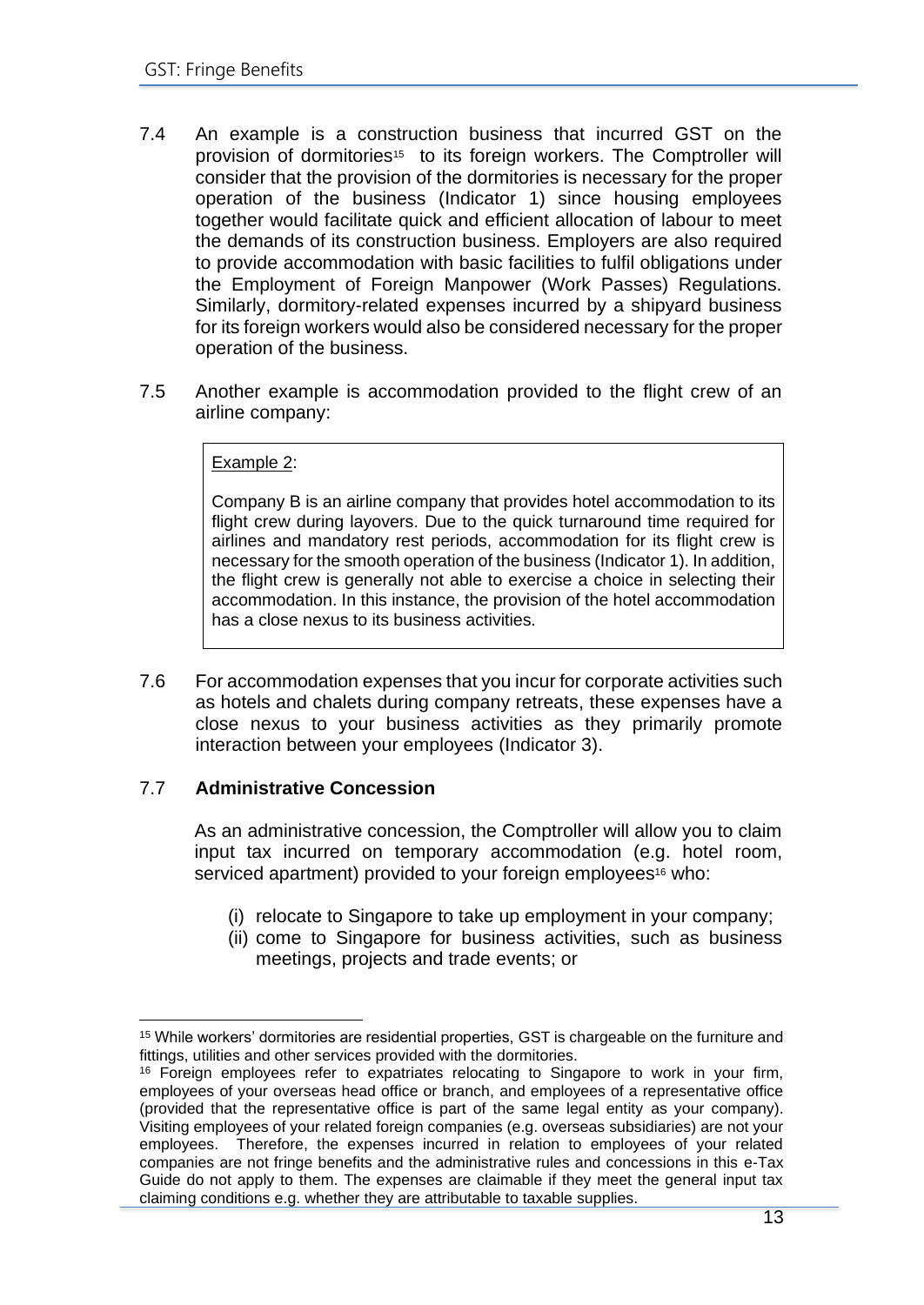7.4 An example is a construction business that incurred GST on the provision of dormitories[15] to its foreign workers. The Comptroller will consider that the provision of the dormitories is necessary for the proper operation of the business (Indicator 1) since housing employees together would facilitate quick and efficient allocation of labour to meet the demands of its construction business. Employers are also required to provide accommodation with basic facilities to fulfil obligations under the Employment of Foreign Manpower (Work Passes) Regulations. Similarly, dormitory-related expenses incurred by a shipyard business for its foreign workers would also be considered necessary for the proper operation of the business.

7.5 Another example is accommodation provided to the flight crew of an airline company:

> Example 2:
>
> Company B is an airline company that provides hotel accommodation to its flight crew during layovers. Due to the quick turnaround time required for airlines and mandatory rest periods, accommodation for its flight crew is necessary for the smooth operation of the business (Indicator 1). In addition, the flight crew is generally not able to exercise a choice in selecting their accommodation. In this instance, the provision of the hotel accommodation has a close nexus to its business activities.

7.6 For accommodation expenses that you incur for corporate activities such as hotels and chalets during company retreats, these expenses have a close nexus to your business activities as they primarily promote interaction between your employees (Indicator 3).

7.7 **Administrative Concession**

As an administrative concession, the Comptroller will allow you to claim input tax incurred on temporary accommodation (e.g. hotel room, serviced apartment) provided to your foreign employees[16] who:

(i) relocate to Singapore to take up employment in your company;
(ii) come to Singapore for business activities, such as business meetings, projects and trade events; or

---

[15] While workers' dormitories are residential properties, GST is chargeable on the furniture and fittings, utilities and other services provided with the dormitories.

[16] Foreign employees refer to expatriates relocating to Singapore to work in your firm, employees of your overseas head office or branch, and employees of a representative office (provided that the representative office is part of the same legal entity as your company). Visiting employees of your related foreign companies (e.g. overseas subsidiaries) are not your employees. Therefore, the expenses incurred in relation to employees of your related companies are not fringe benefits and the administrative rules and concessions in this e-Tax Guide do not apply to them. The expenses are claimable if they meet the general input tax claiming conditions e.g. whether they are attributable to taxable supplies.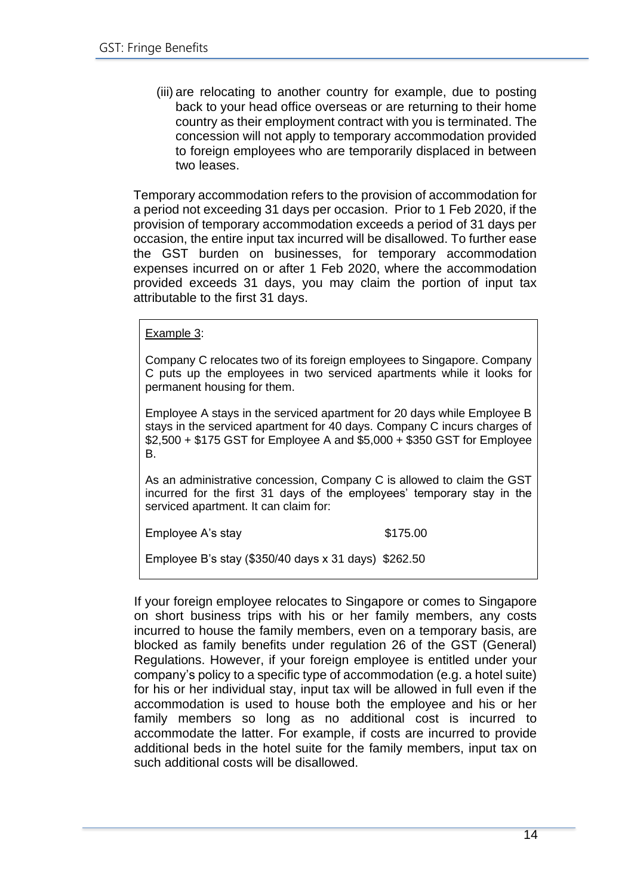(iii) are relocating to another country for example, due to posting back to your head office overseas or are returning to their home country as their employment contract with you is terminated. The concession will not apply to temporary accommodation provided to foreign employees who are temporarily displaced in between two leases.

Temporary accommodation refers to the provision of accommodation for a period not exceeding 31 days per occasion. Prior to 1 Feb 2020, if the provision of temporary accommodation exceeds a period of 31 days per occasion, the entire input tax incurred will be disallowed. To further ease the GST burden on businesses, for temporary accommodation expenses incurred on or after 1 Feb 2020, where the accommodation provided exceeds 31 days, you may claim the portion of input tax attributable to the first 31 days.

> Example 3:
>
> Company C relocates two of its foreign employees to Singapore. Company C puts up the employees in two serviced apartments while it looks for permanent housing for them.
>
> Employee A stays in the serviced apartment for 20 days while Employee B stays in the serviced apartment for 40 days. Company C incurs charges of $2,500 + $175 GST for Employee A and $5,000 + $350 GST for Employee B.
>
> As an administrative concession, Company C is allowed to claim the GST incurred for the first 31 days of the employees' temporary stay in the serviced apartment. It can claim for:
>
> | | |
> |---|---|
> | Employee A's stay | $175.00 |
> | Employee B's stay ($350/40 days x 31 days) | $262.50 |

If your foreign employee relocates to Singapore or comes to Singapore on short business trips with his or her family members, any costs incurred to house the family members, even on a temporary basis, are blocked as family benefits under regulation 26 of the GST (General) Regulations. However, if your foreign employee is entitled under your company's policy to a specific type of accommodation (e.g. a hotel suite) for his or her individual stay, input tax will be allowed in full even if the accommodation is used to house both the employee and his or her family members so long as no additional cost is incurred to accommodate the latter. For example, if costs are incurred to provide additional beds in the hotel suite for the family members, input tax on such additional costs will be disallowed.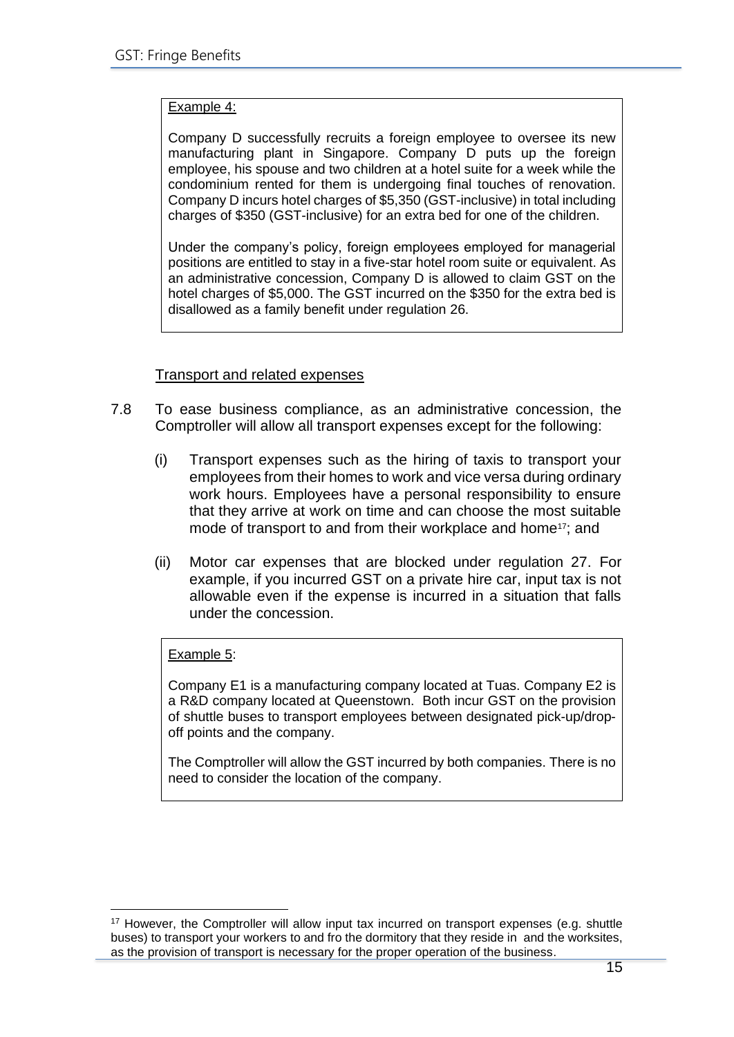Example 4:

Company D successfully recruits a foreign employee to oversee its new manufacturing plant in Singapore. Company D puts up the foreign employee, his spouse and two children at a hotel suite for a week while the condominium rented for them is undergoing final touches of renovation. Company D incurs hotel charges of $5,350 (GST-inclusive) in total including charges of $350 (GST-inclusive) for an extra bed for one of the children.

Under the company's policy, foreign employees employed for managerial positions are entitled to stay in a five-star hotel room suite or equivalent. As an administrative concession, Company D is allowed to claim GST on the hotel charges of $5,000. The GST incurred on the $350 for the extra bed is disallowed as a family benefit under regulation 26.

Transport and related expenses

7.8 To ease business compliance, as an administrative concession, the Comptroller will allow all transport expenses except for the following:

(i) Transport expenses such as the hiring of taxis to transport your employees from their homes to work and vice versa during ordinary work hours. Employees have a personal responsibility to ensure that they arrive at work on time and can choose the most suitable mode of transport to and from their workplace and home[17]; and

(ii) Motor car expenses that are blocked under regulation 27. For example, if you incurred GST on a private hire car, input tax is not allowable even if the expense is incurred in a situation that falls under the concession.

Example 5:

Company E1 is a manufacturing company located at Tuas. Company E2 is a R&D company located at Queenstown. Both incur GST on the provision of shuttle buses to transport employees between designated pick-up/drop-off points and the company.

The Comptroller will allow the GST incurred by both companies. There is no need to consider the location of the company.

[17] However, the Comptroller will allow input tax incurred on transport expenses (e.g. shuttle buses) to transport your workers to and fro the dormitory that they reside in and the worksites, as the provision of transport is necessary for the proper operation of the business.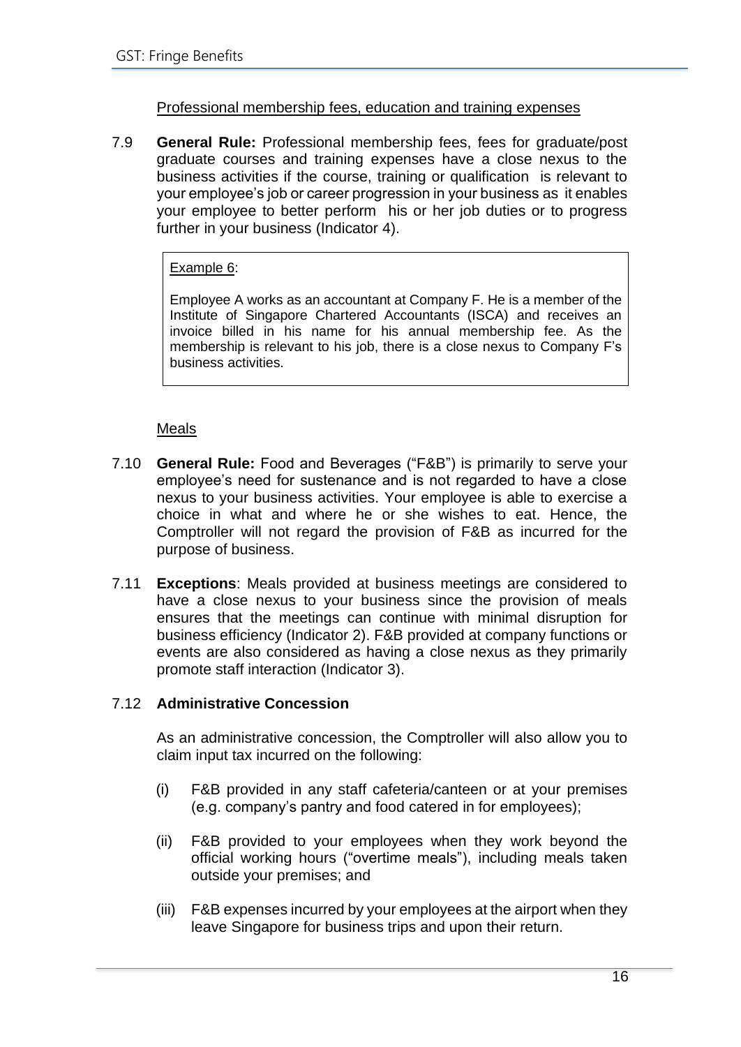Professional membership fees, education and training expenses

7.9 **General Rule:** Professional membership fees, fees for graduate/post graduate courses and training expenses have a close nexus to the business activities if the course, training or qualification is relevant to your employee's job or career progression in your business as it enables your employee to better perform his or her job duties or to progress further in your business (Indicator 4).

> Example 6:
>
> Employee A works as an accountant at Company F. He is a member of the Institute of Singapore Chartered Accountants (ISCA) and receives an invoice billed in his name for his annual membership fee. As the membership is relevant to his job, there is a close nexus to Company F's business activities.

Meals

7.10 **General Rule:** Food and Beverages ("F&B") is primarily to serve your employee's need for sustenance and is not regarded to have a close nexus to your business activities. Your employee is able to exercise a choice in what and where he or she wishes to eat. Hence, the Comptroller will not regard the provision of F&B as incurred for the purpose of business.

7.11 **Exceptions**: Meals provided at business meetings are considered to have a close nexus to your business since the provision of meals ensures that the meetings can continue with minimal disruption for business efficiency (Indicator 2). F&B provided at company functions or events are also considered as having a close nexus as they primarily promote staff interaction (Indicator 3).

7.12 **Administrative Concession**

As an administrative concession, the Comptroller will also allow you to claim input tax incurred on the following:

(i) F&B provided in any staff cafeteria/canteen or at your premises (e.g. company's pantry and food catered in for employees);

(ii) F&B provided to your employees when they work beyond the official working hours ("overtime meals"), including meals taken outside your premises; and

(iii) F&B expenses incurred by your employees at the airport when they leave Singapore for business trips and upon their return.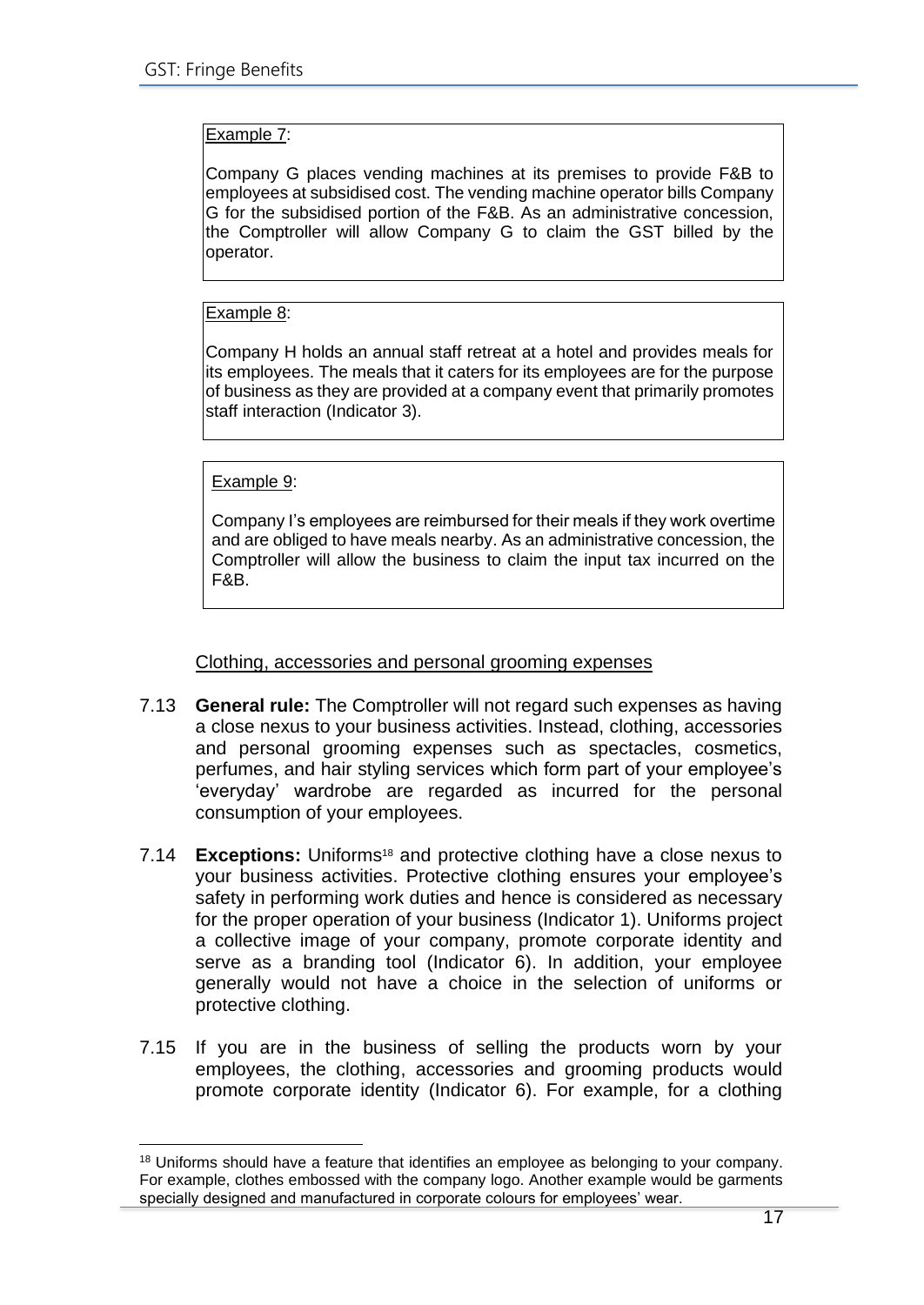Example 7:

Company G places vending machines at its premises to provide F&B to employees at subsidised cost. The vending machine operator bills Company G for the subsidised portion of the F&B. As an administrative concession, the Comptroller will allow Company G to claim the GST billed by the operator.

Example 8:

Company H holds an annual staff retreat at a hotel and provides meals for its employees. The meals that it caters for its employees are for the purpose of business as they are provided at a company event that primarily promotes staff interaction (Indicator 3).

Example 9:

Company I's employees are reimbursed for their meals if they work overtime and are obliged to have meals nearby. As an administrative concession, the Comptroller will allow the business to claim the input tax incurred on the F&B.

Clothing, accessories and personal grooming expenses

7.13 **General rule:** The Comptroller will not regard such expenses as having a close nexus to your business activities. Instead, clothing, accessories and personal grooming expenses such as spectacles, cosmetics, perfumes, and hair styling services which form part of your employee's 'everyday' wardrobe are regarded as incurred for the personal consumption of your employees.

7.14 **Exceptions:** Uniforms[18] and protective clothing have a close nexus to your business activities. Protective clothing ensures your employee's safety in performing work duties and hence is considered as necessary for the proper operation of your business (Indicator 1). Uniforms project a collective image of your company, promote corporate identity and serve as a branding tool (Indicator 6). In addition, your employee generally would not have a choice in the selection of uniforms or protective clothing.

7.15 If you are in the business of selling the products worn by your employees, the clothing, accessories and grooming products would promote corporate identity (Indicator 6). For example, for a clothing

[18] Uniforms should have a feature that identifies an employee as belonging to your company. For example, clothes embossed with the company logo. Another example would be garments specially designed and manufactured in corporate colours for employees' wear.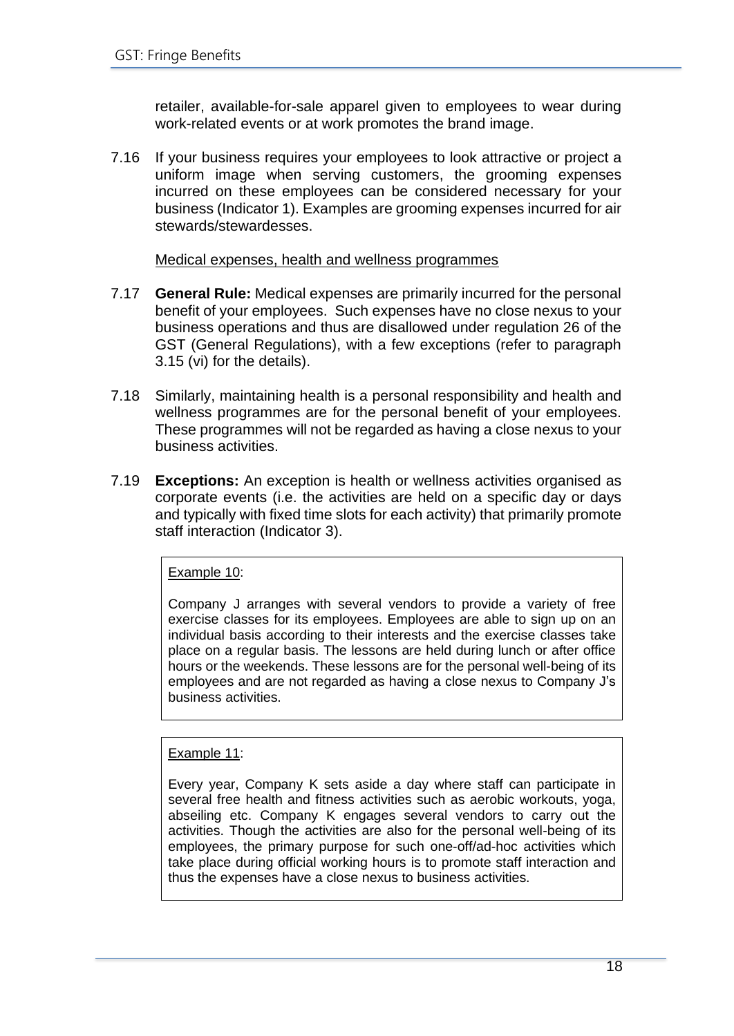retailer, available-for-sale apparel given to employees to wear during work-related events or at work promotes the brand image.

7.16 If your business requires your employees to look attractive or project a uniform image when serving customers, the grooming expenses incurred on these employees can be considered necessary for your business (Indicator 1). Examples are grooming expenses incurred for air stewards/stewardesses.

Medical expenses, health and wellness programmes

7.17 **General Rule:** Medical expenses are primarily incurred for the personal benefit of your employees. Such expenses have no close nexus to your business operations and thus are disallowed under regulation 26 of the GST (General Regulations), with a few exceptions (refer to paragraph 3.15 (vi) for the details).

7.18 Similarly, maintaining health is a personal responsibility and health and wellness programmes are for the personal benefit of your employees. These programmes will not be regarded as having a close nexus to your business activities.

7.19 **Exceptions:** An exception is health or wellness activities organised as corporate events (i.e. the activities are held on a specific day or days and typically with fixed time slots for each activity) that primarily promote staff interaction (Indicator 3).

> Example 10:
>
> Company J arranges with several vendors to provide a variety of free exercise classes for its employees. Employees are able to sign up on an individual basis according to their interests and the exercise classes take place on a regular basis. The lessons are held during lunch or after office hours or the weekends. These lessons are for the personal well-being of its employees and are not regarded as having a close nexus to Company J's business activities.

> Example 11:
>
> Every year, Company K sets aside a day where staff can participate in several free health and fitness activities such as aerobic workouts, yoga, abseiling etc. Company K engages several vendors to carry out the activities. Though the activities are also for the personal well-being of its employees, the primary purpose for such one-off/ad-hoc activities which take place during official working hours is to promote staff interaction and thus the expenses have a close nexus to business activities.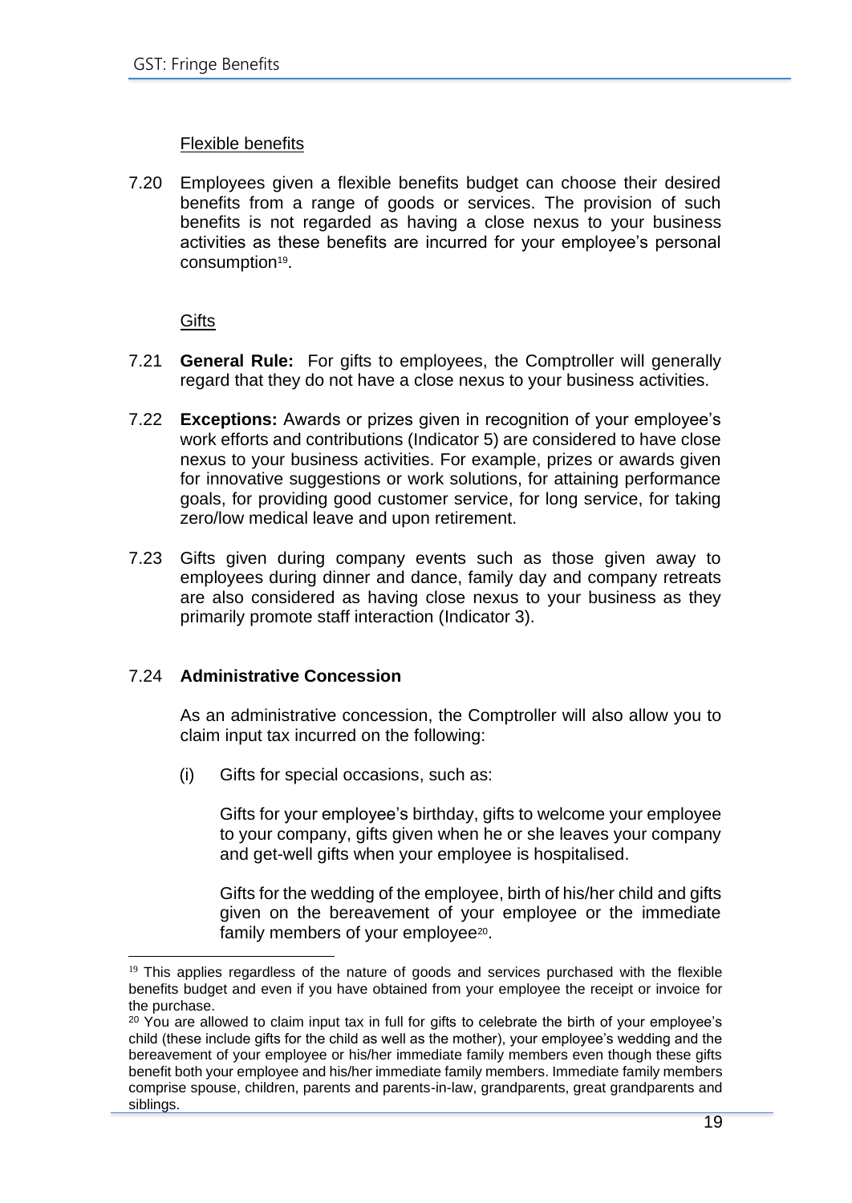Flexible benefits

7.20 Employees given a flexible benefits budget can choose their desired benefits from a range of goods or services. The provision of such benefits is not regarded as having a close nexus to your business activities as these benefits are incurred for your employee's personal consumption[19].

Gifts

7.21 **General Rule:** For gifts to employees, the Comptroller will generally regard that they do not have a close nexus to your business activities.

7.22 **Exceptions:** Awards or prizes given in recognition of your employee's work efforts and contributions (Indicator 5) are considered to have close nexus to your business activities. For example, prizes or awards given for innovative suggestions or work solutions, for attaining performance goals, for providing good customer service, for long service, for taking zero/low medical leave and upon retirement.

7.23 Gifts given during company events such as those given away to employees during dinner and dance, family day and company retreats are also considered as having close nexus to your business as they primarily promote staff interaction (Indicator 3).

7.24 **Administrative Concession**

As an administrative concession, the Comptroller will also allow you to claim input tax incurred on the following:

(i) Gifts for special occasions, such as:

Gifts for your employee's birthday, gifts to welcome your employee to your company, gifts given when he or she leaves your company and get-well gifts when your employee is hospitalised.

Gifts for the wedding of the employee, birth of his/her child and gifts given on the bereavement of your employee or the immediate family members of your employee[20].

---

[19] This applies regardless of the nature of goods and services purchased with the flexible benefits budget and even if you have obtained from your employee the receipt or invoice for the purchase.

[20] You are allowed to claim input tax in full for gifts to celebrate the birth of your employee's child (these include gifts for the child as well as the mother), your employee's wedding and the bereavement of your employee or his/her immediate family members even though these gifts benefit both your employee and his/her immediate family members. Immediate family members comprise spouse, children, parents and parents-in-law, grandparents, great grandparents and siblings.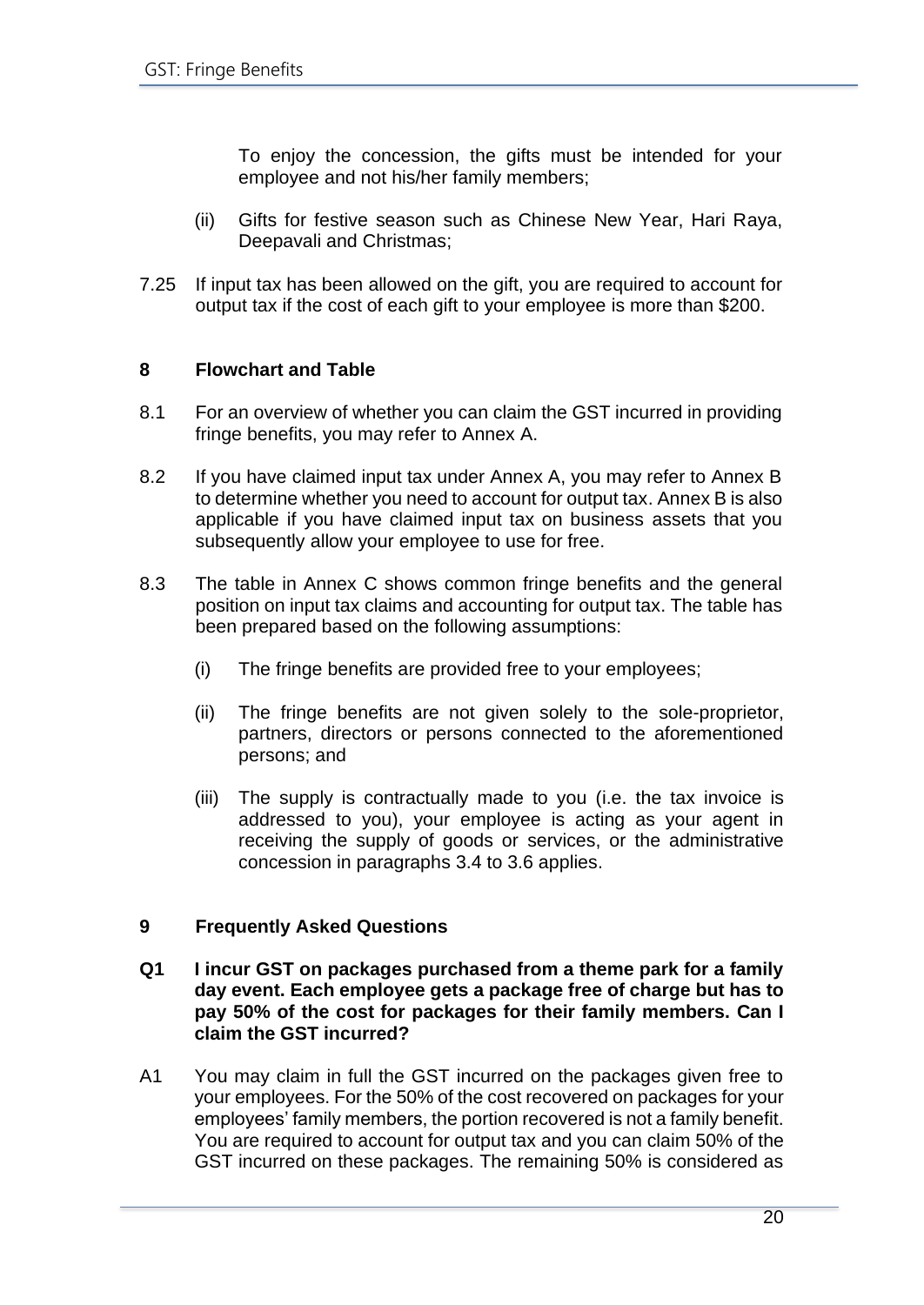To enjoy the concession, the gifts must be intended for your employee and not his/her family members;

(ii) Gifts for festive season such as Chinese New Year, Hari Raya, Deepavali and Christmas;

7.25 If input tax has been allowed on the gift, you are required to account for output tax if the cost of each gift to your employee is more than $200.

## 8 Flowchart and Table

8.1 For an overview of whether you can claim the GST incurred in providing fringe benefits, you may refer to Annex A.

8.2 If you have claimed input tax under Annex A, you may refer to Annex B to determine whether you need to account for output tax. Annex B is also applicable if you have claimed input tax on business assets that you subsequently allow your employee to use for free.

8.3 The table in Annex C shows common fringe benefits and the general position on input tax claims and accounting for output tax. The table has been prepared based on the following assumptions:

(i) The fringe benefits are provided free to your employees;

(ii) The fringe benefits are not given solely to the sole-proprietor, partners, directors or persons connected to the aforementioned persons; and

(iii) The supply is contractually made to you (i.e. the tax invoice is addressed to you), your employee is acting as your agent in receiving the supply of goods or services, or the administrative concession in paragraphs 3.4 to 3.6 applies.

## 9 Frequently Asked Questions

**Q1 I incur GST on packages purchased from a theme park for a family day event. Each employee gets a package free of charge but has to pay 50% of the cost for packages for their family members. Can I claim the GST incurred?**

A1 You may claim in full the GST incurred on the packages given free to your employees. For the 50% of the cost recovered on packages for your employees' family members, the portion recovered is not a family benefit. You are required to account for output tax and you can claim 50% of the GST incurred on these packages. The remaining 50% is considered as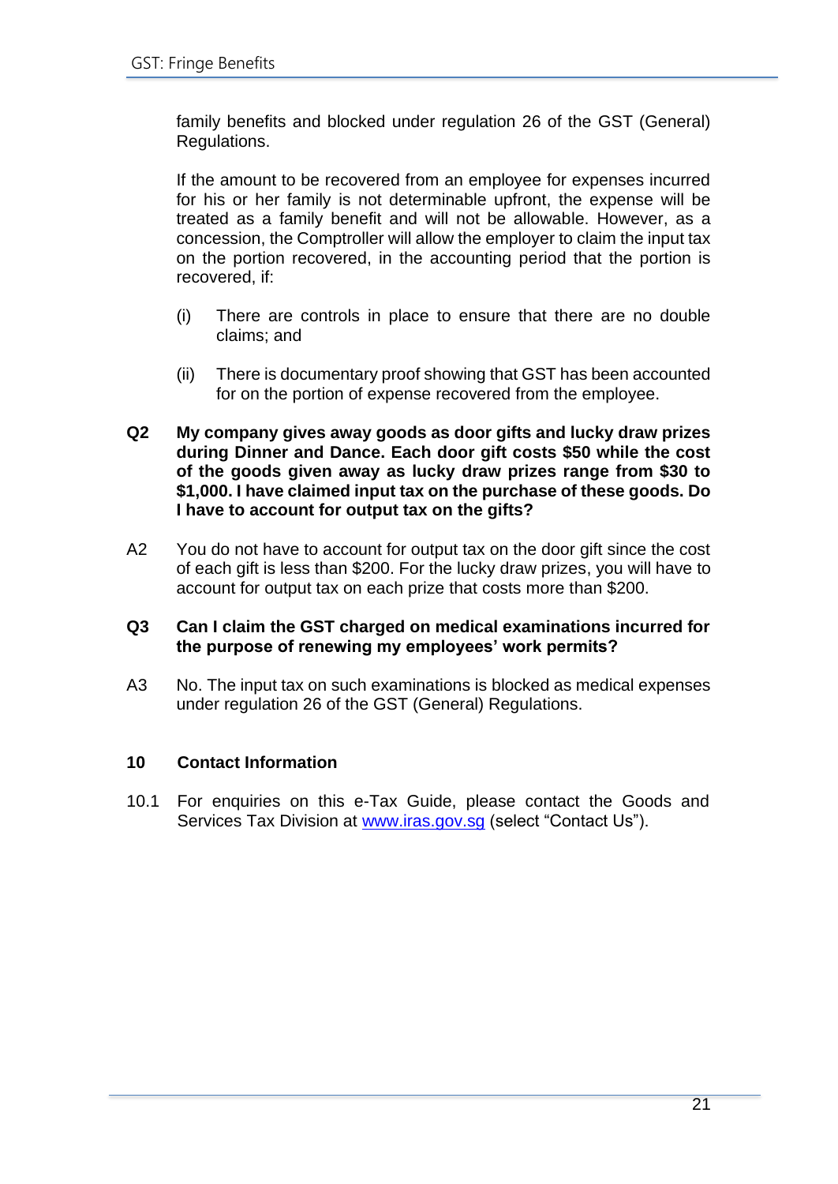family benefits and blocked under regulation 26 of the GST (General) Regulations.

If the amount to be recovered from an employee for expenses incurred for his or her family is not determinable upfront, the expense will be treated as a family benefit and will not be allowable. However, as a concession, the Comptroller will allow the employer to claim the input tax on the portion recovered, in the accounting period that the portion is recovered, if:

(i) There are controls in place to ensure that there are no double claims; and

(ii) There is documentary proof showing that GST has been accounted for on the portion of expense recovered from the employee.

**Q2 My company gives away goods as door gifts and lucky draw prizes during Dinner and Dance. Each door gift costs $50 while the cost of the goods given away as lucky draw prizes range from $30 to $1,000. I have claimed input tax on the purchase of these goods. Do I have to account for output tax on the gifts?**

A2 You do not have to account for output tax on the door gift since the cost of each gift is less than $200. For the lucky draw prizes, you will have to account for output tax on each prize that costs more than $200.

**Q3 Can I claim the GST charged on medical examinations incurred for the purpose of renewing my employees' work permits?**

A3 No. The input tax on such examinations is blocked as medical expenses under regulation 26 of the GST (General) Regulations.

## 10 Contact Information

10.1 For enquiries on this e-Tax Guide, please contact the Goods and Services Tax Division at www.iras.gov.sg (select "Contact Us").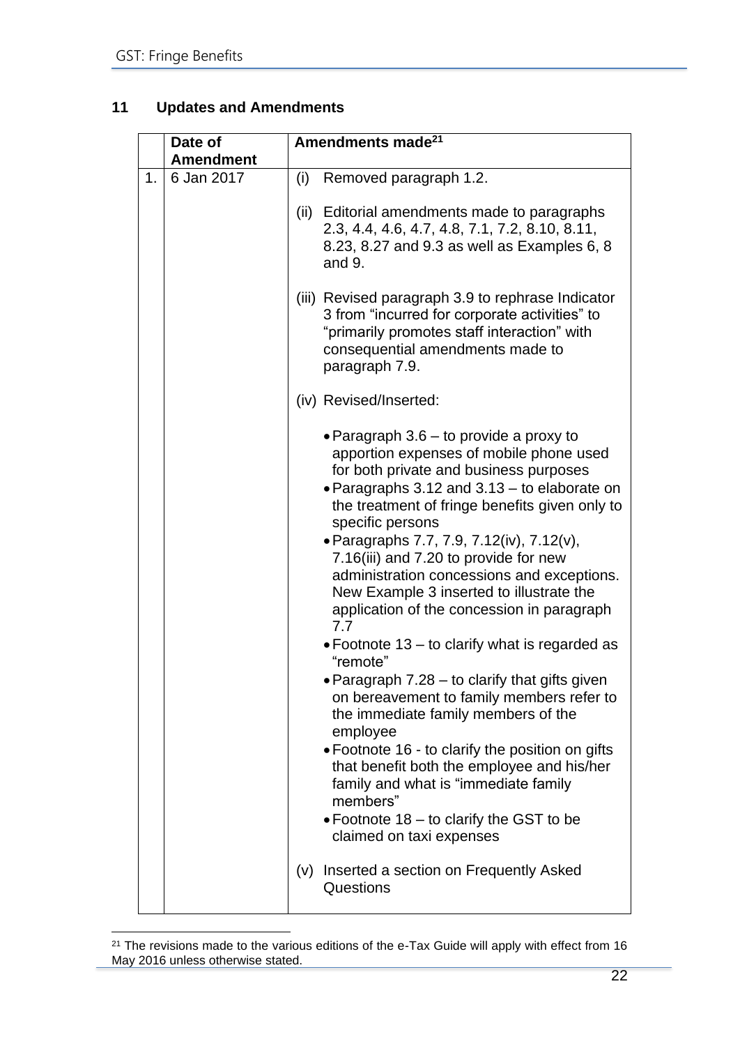## 11 Updates and Amendments

| | Date of Amendment | Amendments made[21] |
|---|---|---|
| 1. | 6 Jan 2017 | (i) Removed paragraph 1.2.<br><br>(ii) Editorial amendments made to paragraphs 2.3, 4.4, 4.6, 4.7, 4.8, 7.1, 7.2, 8.10, 8.11, 8.23, 8.27 and 9.3 as well as Examples 6, 8 and 9.<br><br>(iii) Revised paragraph 3.9 to rephrase Indicator 3 from "incurred for corporate activities" to "primarily promotes staff interaction" with consequential amendments made to paragraph 7.9.<br><br>(iv) Revised/Inserted:<br><br>• Paragraph 3.6 – to provide a proxy to apportion expenses of mobile phone used for both private and business purposes<br>• Paragraphs 3.12 and 3.13 – to elaborate on the treatment of fringe benefits given only to specific persons<br>• Paragraphs 7.7, 7.9, 7.12(iv), 7.12(v), 7.16(iii) and 7.20 to provide for new administration concessions and exceptions. New Example 3 inserted to illustrate the application of the concession in paragraph 7.7<br>• Footnote 13 – to clarify what is regarded as "remote"<br>• Paragraph 7.28 – to clarify that gifts given on bereavement to family members refer to the immediate family members of the employee<br>• Footnote 16 - to clarify the position on gifts that benefit both the employee and his/her family and what is "immediate family members"<br>• Footnote 18 – to clarify the GST to be claimed on taxi expenses<br><br>(v) Inserted a section on Frequently Asked Questions |

[21] The revisions made to the various editions of the e-Tax Guide will apply with effect from 16 May 2016 unless otherwise stated.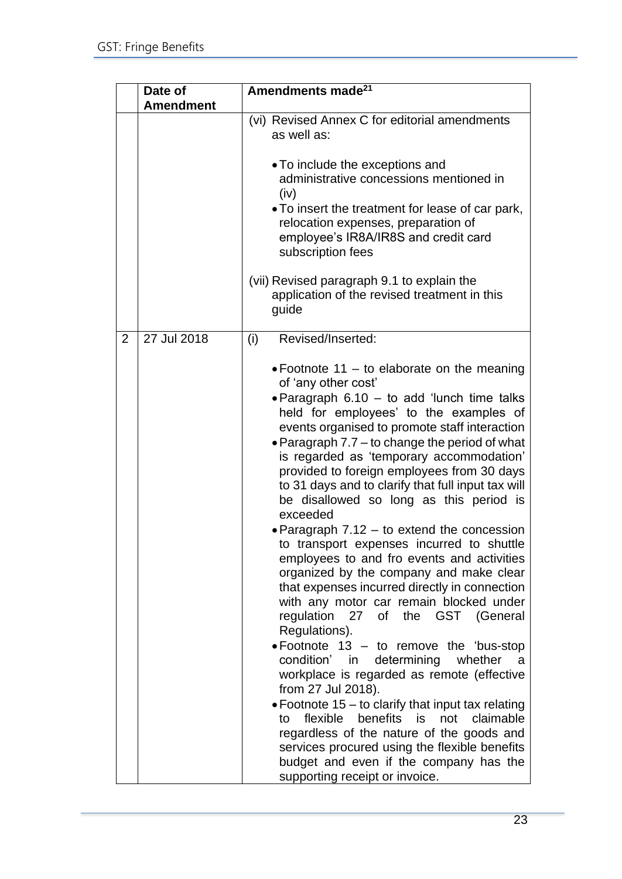|  | Date of Amendment | Amendments made[21] |
|---|---|---|
|  |  | (vi) Revised Annex C for editorial amendments as well as:<br><br>• To include the exceptions and administrative concessions mentioned in (iv)<br>• To insert the treatment for lease of car park, relocation expenses, preparation of employee's IR8A/IR8S and credit card subscription fees<br><br>(vii) Revised paragraph 9.1 to explain the application of the revised treatment in this guide |
| 2 | 27 Jul 2018 | (i) Revised/Inserted:<br><br>• Footnote 11 – to elaborate on the meaning of 'any other cost'<br>• Paragraph 6.10 – to add 'lunch time talks held for employees' to the examples of events organised to promote staff interaction<br>• Paragraph 7.7 – to change the period of what is regarded as 'temporary accommodation' provided to foreign employees from 30 days to 31 days and to clarify that full input tax will be disallowed so long as this period is exceeded<br>• Paragraph 7.12 – to extend the concession to transport expenses incurred to shuttle employees to and fro events and activities organized by the company and make clear that expenses incurred directly in connection with any motor car remain blocked under regulation 27 of the GST (General Regulations).<br>• Footnote 13 – to remove the 'bus-stop condition' in determining whether a workplace is regarded as remote (effective from 27 Jul 2018).<br>• Footnote 15 – to clarify that input tax relating to flexible benefits is not claimable regardless of the nature of the goods and services procured using the flexible benefits budget and even if the company has the supporting receipt or invoice. |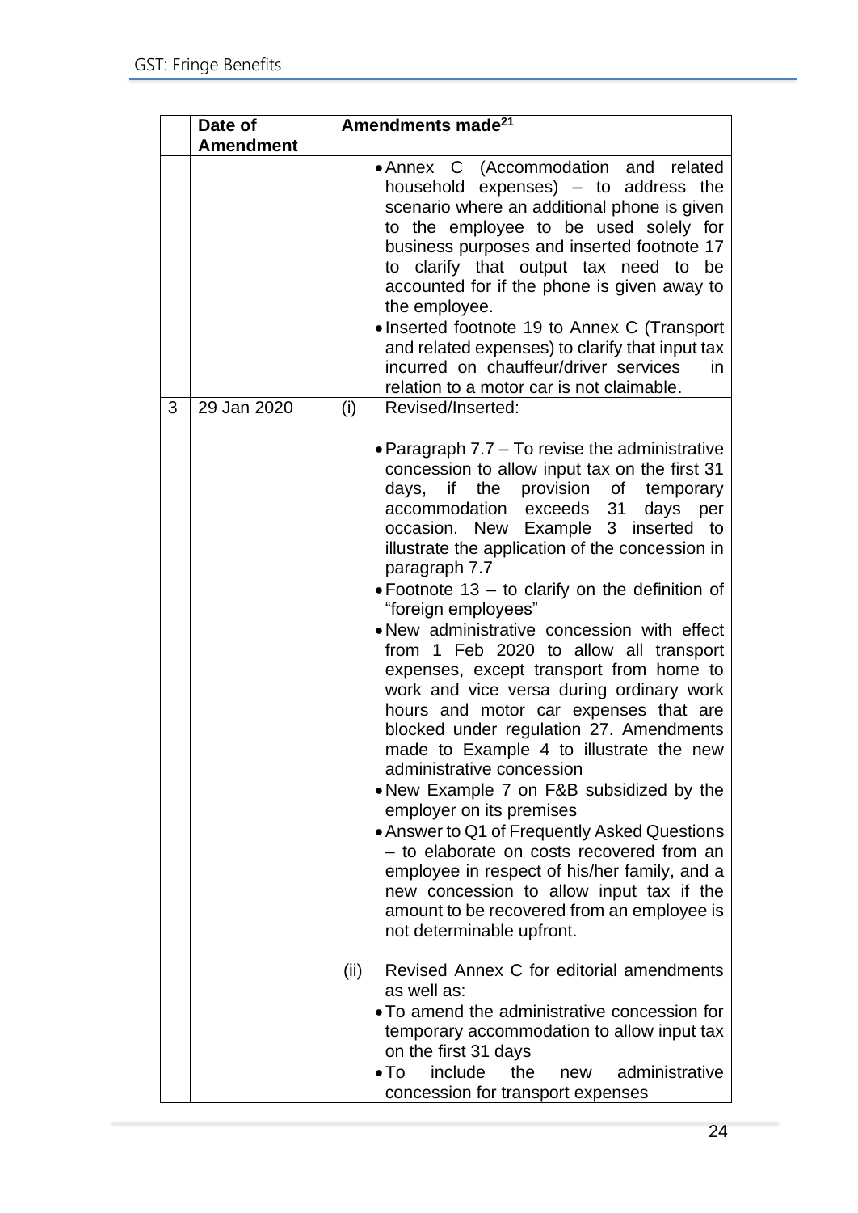| | Date of Amendment | Amendments made[21] |
|---|---|---|
| | | • Annex C (Accommodation and related household expenses) – to address the scenario where an additional phone is given to the employee to be used solely for business purposes and inserted footnote 17 to clarify that output tax need to be accounted for if the phone is given away to the employee.<br>• Inserted footnote 19 to Annex C (Transport and related expenses) to clarify that input tax incurred on chauffeur/driver services in relation to a motor car is not claimable. |
| 3 | 29 Jan 2020 | (i) Revised/Inserted:<br><br>• Paragraph 7.7 – To revise the administrative concession to allow input tax on the first 31 days, if the provision of temporary accommodation exceeds 31 days per occasion. New Example 3 inserted to illustrate the application of the concession in paragraph 7.7<br>• Footnote 13 – to clarify on the definition of "foreign employees"<br>• New administrative concession with effect from 1 Feb 2020 to allow all transport expenses, except transport from home to work and vice versa during ordinary work hours and motor car expenses that are blocked under regulation 27. Amendments made to Example 4 to illustrate the new administrative concession<br>• New Example 7 on F&B subsidized by the employer on its premises<br>• Answer to Q1 of Frequently Asked Questions – to elaborate on costs recovered from an employee in respect of his/her family, and a new concession to allow input tax if the amount to be recovered from an employee is not determinable upfront.<br><br>(ii) Revised Annex C for editorial amendments as well as:<br>• To amend the administrative concession for temporary accommodation to allow input tax on the first 31 days<br>• To include the new administrative concession for transport expenses |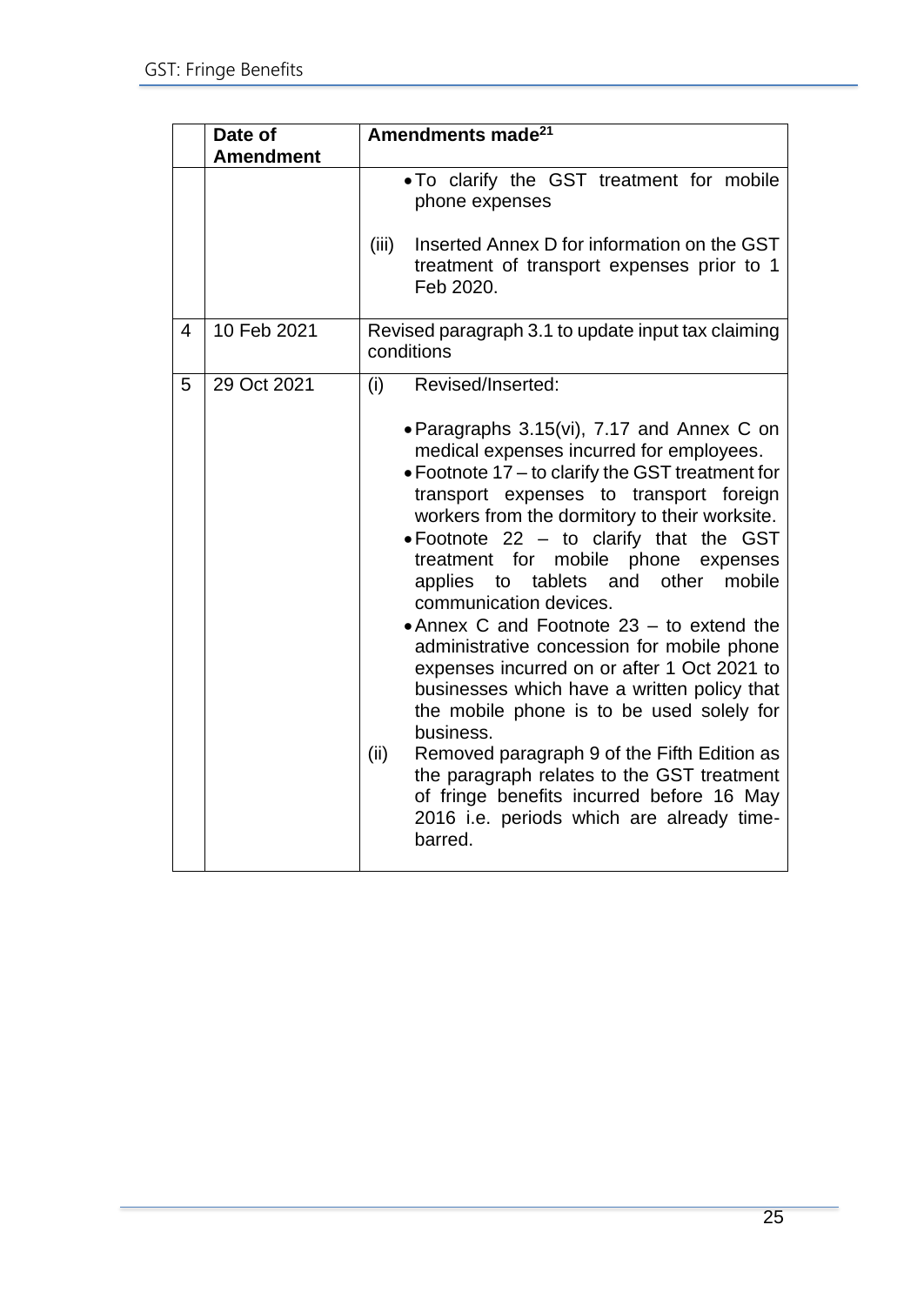| | Date of Amendment | Amendments made[21] |
|---|---|---|
| | | • To clarify the GST treatment for mobile phone expenses<br><br>(iii) Inserted Annex D for information on the GST treatment of transport expenses prior to 1 Feb 2020. |
| 4 | 10 Feb 2021 | Revised paragraph 3.1 to update input tax claiming conditions |
| 5 | 29 Oct 2021 | (i) Revised/Inserted:<br><br>• Paragraphs 3.15(vi), 7.17 and Annex C on medical expenses incurred for employees.<br>• Footnote 17 – to clarify the GST treatment for transport expenses to transport foreign workers from the dormitory to their worksite.<br>• Footnote 22 – to clarify that the GST treatment for mobile phone expenses applies to tablets and other mobile communication devices.<br>• Annex C and Footnote 23 – to extend the administrative concession for mobile phone expenses incurred on or after 1 Oct 2021 to businesses which have a written policy that the mobile phone is to be used solely for business.<br>(ii) Removed paragraph 9 of the Fifth Edition as the paragraph relates to the GST treatment of fringe benefits incurred before 16 May 2016 i.e. periods which are already time-barred. |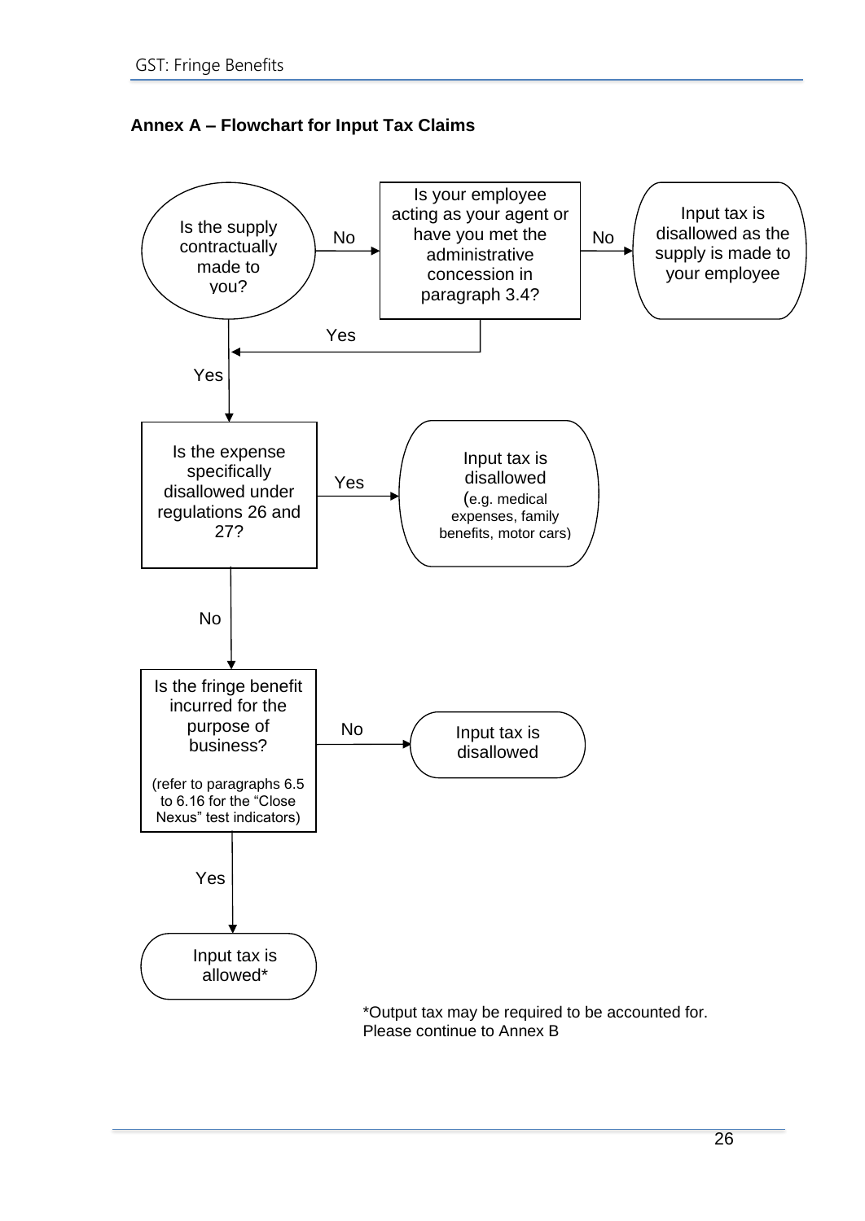## Annex A – Flowchart for Input Tax Claims

Is the supply contractually made to you?

- **Yes** → Is the expense specifically disallowed under regulations 26 and 27?
- **No** → Is your employee acting as your agent or have you met the administrative concession in paragraph 3.4?
  - **Yes** → Is the expense specifically disallowed under regulations 26 and 27?
  - **No** → Input tax is disallowed as the supply is made to your employee

Is the expense specifically disallowed under regulations 26 and 27?

- **Yes** → Input tax is disallowed (e.g. medical expenses, family benefits, motor cars)
- **No** → Is the fringe benefit incurred for the purpose of business? (refer to paragraphs 6.5 to 6.16 for the "Close Nexus" test indicators)

Is the fringe benefit incurred for the purpose of business? (refer to paragraphs 6.5 to 6.16 for the "Close Nexus" test indicators)

- **No** → Input tax is disallowed
- **Yes** → Input tax is allowed*

*Output tax may be required to be accounted for. Please continue to Annex B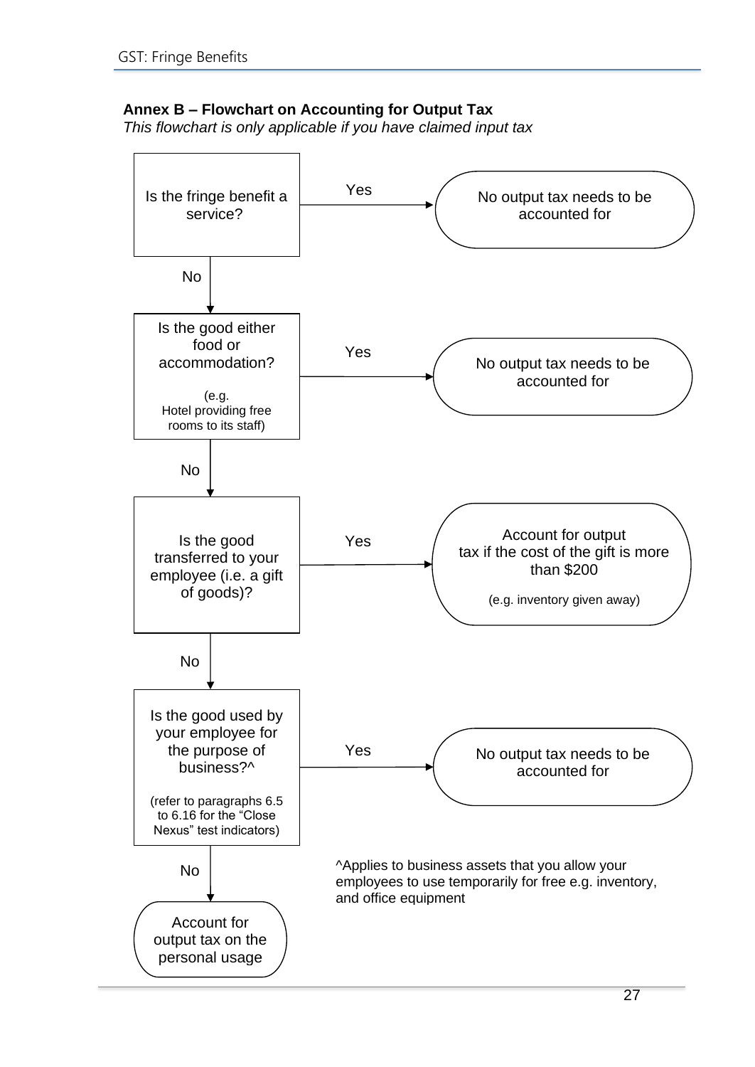**Annex B – Flowchart on Accounting for Output Tax**

*This flowchart is only applicable if you have claimed input tax*

- **Is the fringe benefit a service?**
  - Yes → No output tax needs to be accounted for
  - No ↓
- **Is the good either food or accommodation?** (e.g. Hotel providing free rooms to its staff)
  - Yes → No output tax needs to be accounted for
  - No ↓
- **Is the good transferred to your employee (i.e. a gift of goods)?**
  - Yes → Account for output tax if the cost of the gift is more than $200 (e.g. inventory given away)
  - No ↓
- **Is the good used by your employee for the purpose of business?^** (refer to paragraphs 6.5 to 6.16 for the "Close Nexus" test indicators)
  - Yes → No output tax needs to be accounted for
  - No → Account for output tax on the personal usage

^Applies to business assets that you allow your employees to use temporarily for free e.g. inventory, and office equipment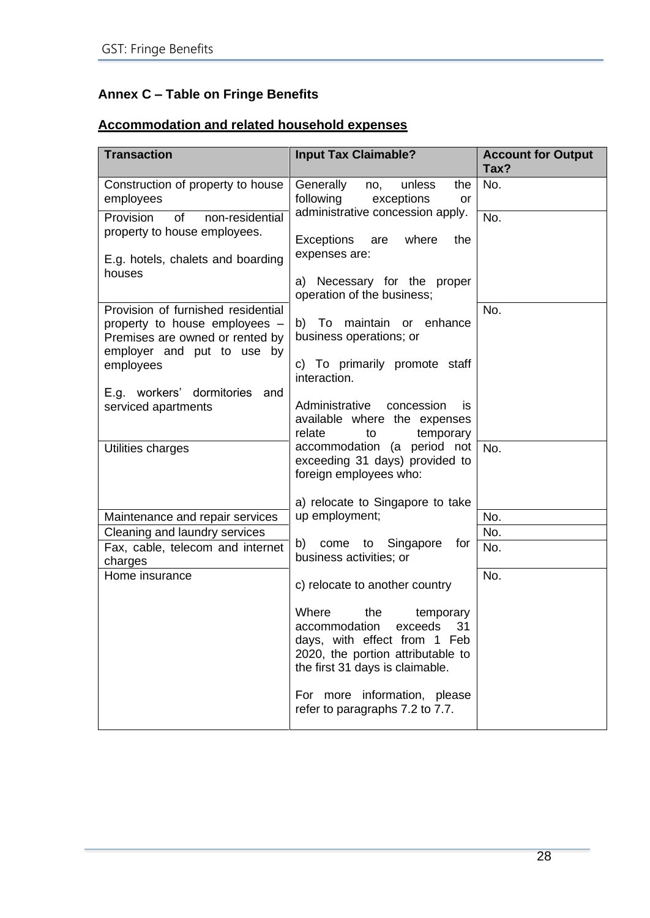## Annex C – Table on Fringe Benefits

### Accommodation and related household expenses

| Transaction | Input Tax Claimable? | Account for Output Tax? |
|---|---|---|
| Construction of property to house employees | Generally no, unless the following exceptions or administrative concession apply.<br><br>Exceptions are where the expenses are:<br><br>a) Necessary for the proper operation of the business;<br><br>b) To maintain or enhance business operations; or<br><br>c) To primarily promote staff interaction.<br><br>Administrative concession is available where the expenses relate to temporary accommodation (a period not exceeding 31 days) provided to foreign employees who:<br><br>a) relocate to Singapore to take up employment;<br><br>b) come to Singapore for business activities; or<br><br>c) relocate to another country<br><br>Where the temporary accommodation exceeds 31 days, with effect from 1 Feb 2020, the portion attributable to the first 31 days is claimable.<br><br>For more information, please refer to paragraphs 7.2 to 7.7. | No. |
| Provision of non-residential property to house employees.<br><br>E.g. hotels, chalets and boarding houses | | No. |
| Provision of furnished residential property to house employees – Premises are owned or rented by employer and put to use by employees<br><br>E.g. workers' dormitories and serviced apartments | | No. |
| Utilities charges | | No. |
| Maintenance and repair services | | No. |
| Cleaning and laundry services | | No. |
| Fax, cable, telecom and internet charges | | No. |
| Home insurance | | No. |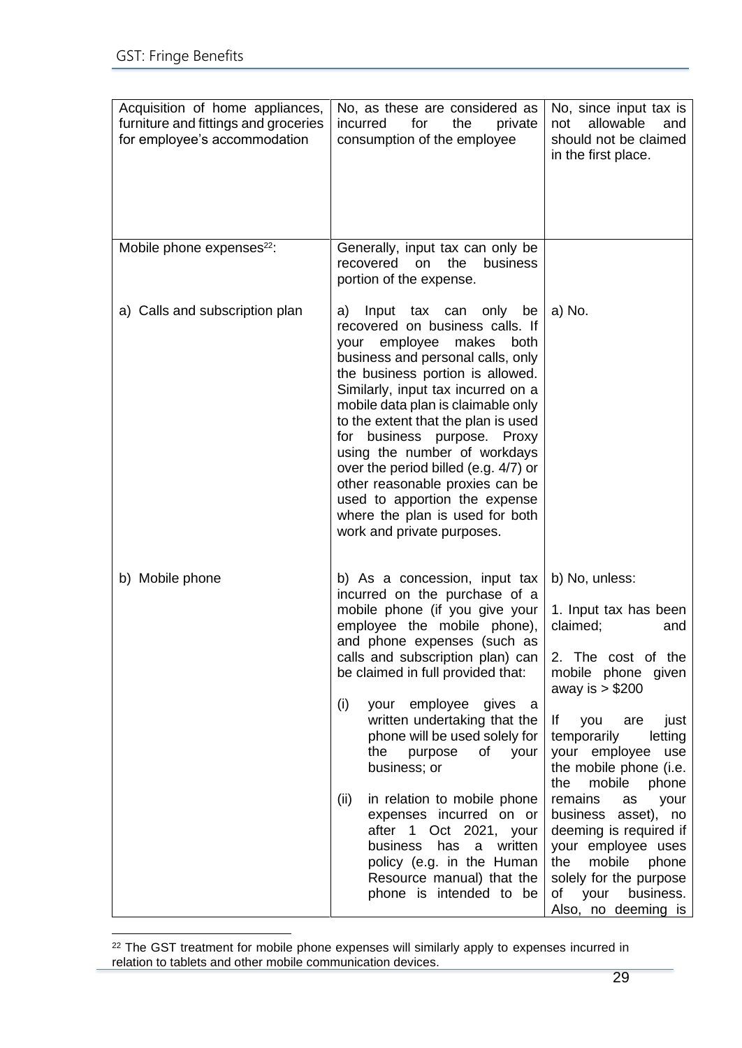| | | |
|---|---|---|
| Acquisition of home appliances, furniture and fittings and groceries for employee's accommodation | No, as these are considered as incurred for the private consumption of the employee | No, since input tax is not allowable and should not be claimed in the first place. |
| Mobile phone expenses[22]: | Generally, input tax can only be recovered on the business portion of the expense. | |
| a) Calls and subscription plan | a) Input tax can only be recovered on business calls. If your employee makes both business and personal calls, only the business portion is allowed. Similarly, input tax incurred on a mobile data plan is claimable only to the extent that the plan is used for business purpose. Proxy using the number of workdays over the period billed (e.g. 4/7) or other reasonable proxies can be used to apportion the expense where the plan is used for both work and private purposes. | a) No. |
| b) Mobile phone | b) As a concession, input tax incurred on the purchase of a mobile phone (if you give your employee the mobile phone), and phone expenses (such as calls and subscription plan) can be claimed in full provided that:<br><br>(i) your employee gives a written undertaking that the phone will be used solely for the purpose of your business; or<br><br>(ii) in relation to mobile phone expenses incurred on or after 1 Oct 2021, your business has a written policy (e.g. in the Human Resource manual) that the phone is intended to be | b) No, unless:<br><br>1. Input tax has been claimed; and<br><br>2. The cost of the mobile phone given away is > $200<br><br>If you are just temporarily letting your employee use the mobile phone (i.e. the mobile phone remains as your business asset), no deeming is required if your employee uses the mobile phone solely for the purpose of your business. Also, no deeming is |

[22] The GST treatment for mobile phone expenses will similarly apply to expenses incurred in relation to tablets and other mobile communication devices.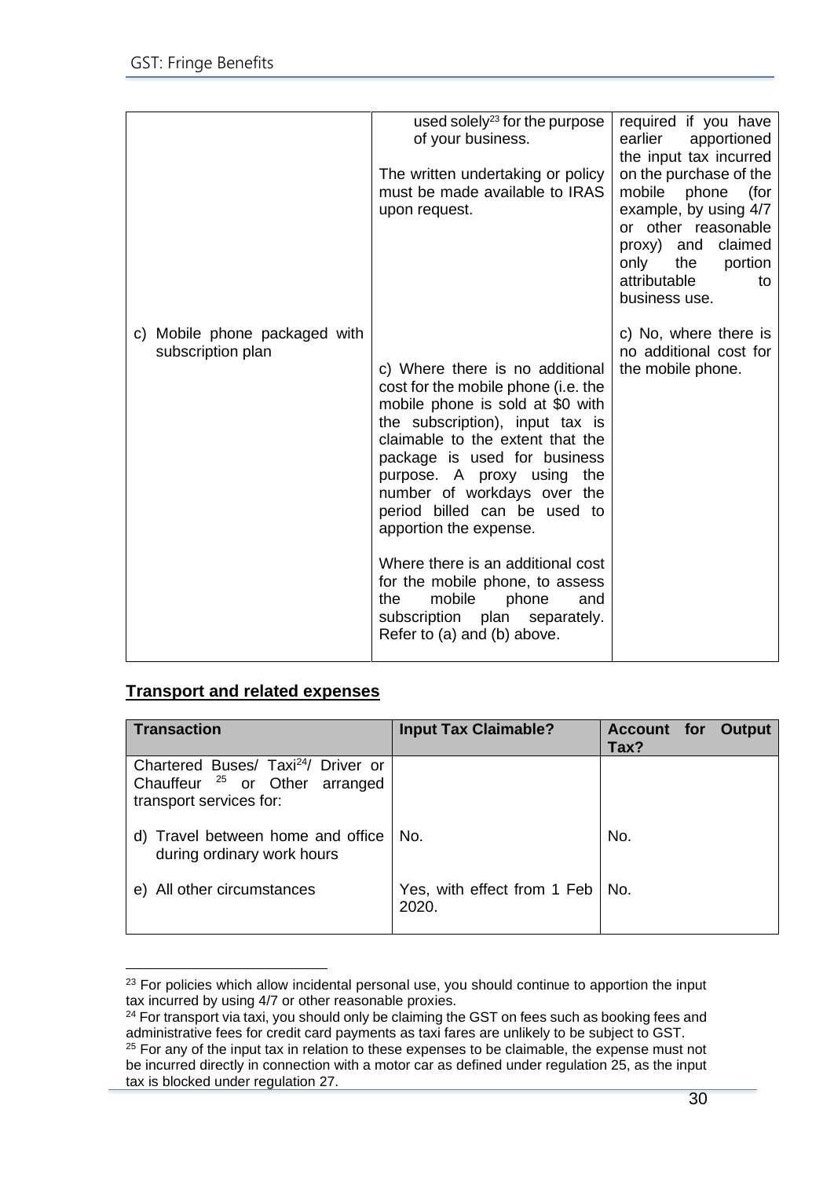| | | |
|---|---|---|
| | used solely[23] for the purpose of your business.<br><br>The written undertaking or policy must be made available to IRAS upon request. | required if you have earlier apportioned the input tax incurred on the purchase of the mobile phone (for example, by using 4/7 or other reasonable proxy) and claimed only the portion attributable to business use. |
| c) Mobile phone packaged with subscription plan | c) Where there is no additional cost for the mobile phone (i.e. the mobile phone is sold at $0 with the subscription), input tax is claimable to the extent that the package is used for business purpose. A proxy using the number of workdays over the period billed can be used to apportion the expense.<br><br>Where there is an additional cost for the mobile phone, to assess the mobile phone and subscription plan separately. Refer to (a) and (b) above. | c) No, where there is no additional cost for the mobile phone. |

**Transport and related expenses**

| Transaction | Input Tax Claimable? | Account for Output Tax? |
|---|---|---|
| Chartered Buses/ Taxi[24]/ Driver or Chauffeur [25] or Other arranged transport services for: | | |
| d) Travel between home and office during ordinary work hours | No. | No. |
| e) All other circumstances | Yes, with effect from 1 Feb 2020. | No. |

[23] For policies which allow incidental personal use, you should continue to apportion the input tax incurred by using 4/7 or other reasonable proxies.

[24] For transport via taxi, you should only be claiming the GST on fees such as booking fees and administrative fees for credit card payments as taxi fares are unlikely to be subject to GST.

[25] For any of the input tax in relation to these expenses to be claimable, the expense must not be incurred directly in connection with a motor car as defined under regulation 25, as the input tax is blocked under regulation 27.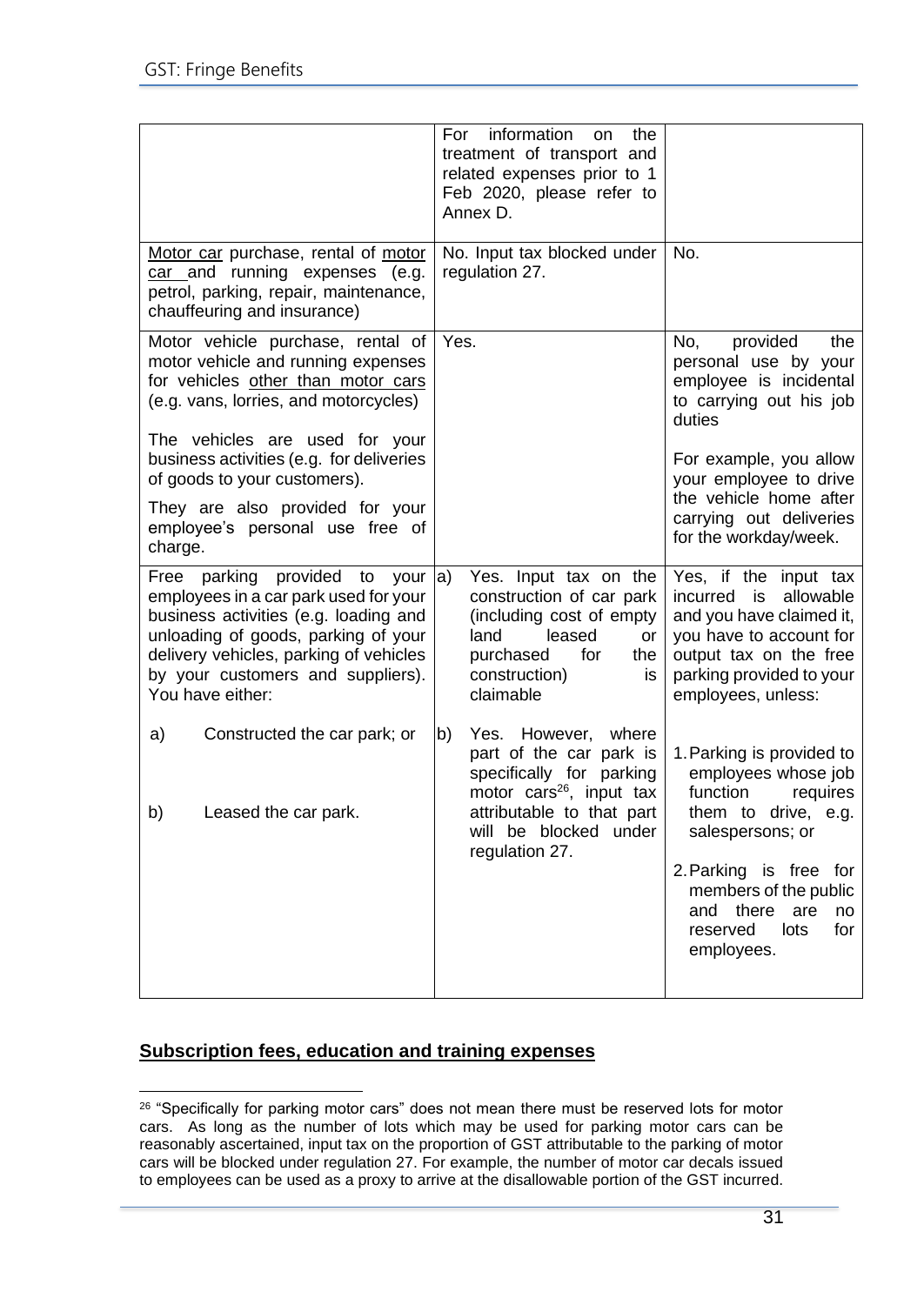| | | |
|---|---|---|
| | For information on the treatment of transport and related expenses prior to 1 Feb 2020, please refer to Annex D. | |
| Motor car purchase, rental of motor car and running expenses (e.g. petrol, parking, repair, maintenance, chauffeuring and insurance) | No. Input tax blocked under regulation 27. | No. |
| Motor vehicle purchase, rental of motor vehicle and running expenses for vehicles other than motor cars (e.g. vans, lorries, and motorcycles)<br><br>The vehicles are used for your business activities (e.g. for deliveries of goods to your customers).<br><br>They are also provided for your employee's personal use free of charge. | Yes. | No, provided the personal use by your employee is incidental to carrying out his job duties<br><br>For example, you allow your employee to drive the vehicle home after carrying out deliveries for the workday/week. |
| Free parking provided to your employees in a car park used for your business activities (e.g. loading and unloading of goods, parking of your delivery vehicles, parking of vehicles by your customers and suppliers). You have either:<br><br>a) Constructed the car park; or<br><br>b) Leased the car park. | a) Yes. Input tax on the construction of car park (including cost of empty land leased or purchased for the construction) is claimable<br><br>b) Yes. However, where part of the car park is specifically for parking motor cars[26], input tax attributable to that part will be blocked under regulation 27. | Yes, if the input tax incurred is allowable and you have claimed it, you have to account for output tax on the free parking provided to your employees, unless:<br><br>1. Parking is provided to employees whose job function requires them to drive, e.g. salespersons; or<br><br>2. Parking is free for members of the public and there are no reserved lots for employees. |

## Subscription fees, education and training expenses

[26] "Specifically for parking motor cars" does not mean there must be reserved lots for motor cars. As long as the number of lots which may be used for parking motor cars can be reasonably ascertained, input tax on the proportion of GST attributable to the parking of motor cars will be blocked under regulation 27. For example, the number of motor car decals issued to employees can be used as a proxy to arrive at the disallowable portion of the GST incurred.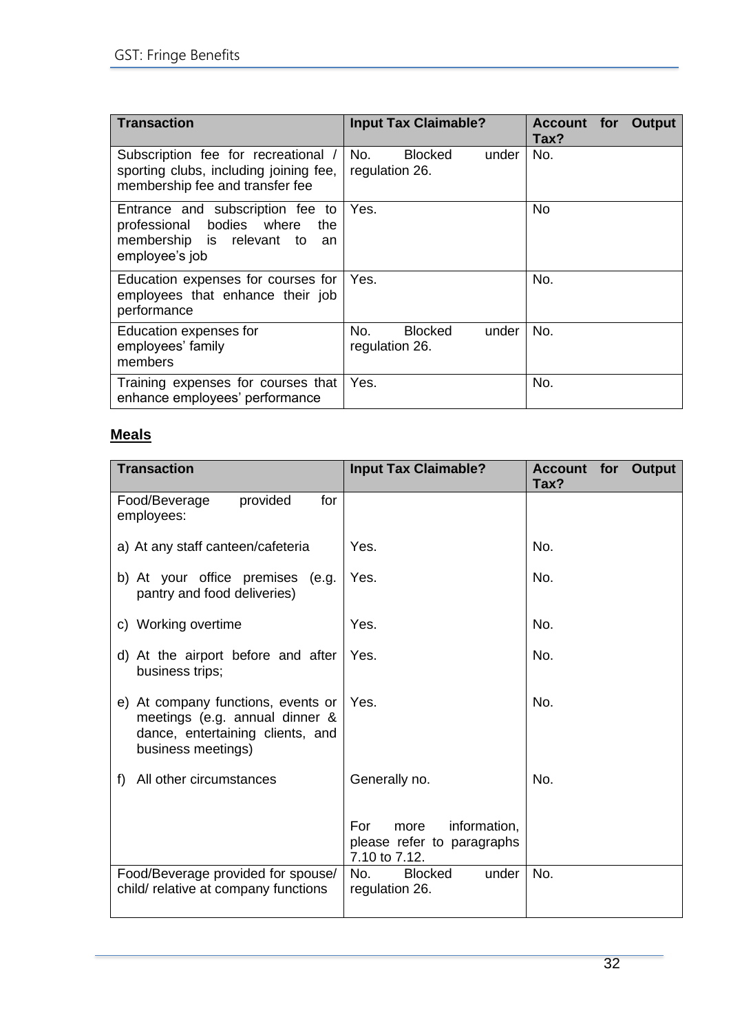| Transaction | Input Tax Claimable? | Account for Output Tax? |
|---|---|---|
| Subscription fee for recreational / sporting clubs, including joining fee, membership fee and transfer fee | No. Blocked under regulation 26. | No. |
| Entrance and subscription fee to professional bodies where the membership is relevant to an employee's job | Yes. | No |
| Education expenses for courses for employees that enhance their job performance | Yes. | No. |
| Education expenses for employees' family members | No. Blocked under regulation 26. | No. |
| Training expenses for courses that enhance employees' performance | Yes. | No. |

**Meals**

| Transaction | Input Tax Claimable? | Account for Output Tax? |
|---|---|---|
| Food/Beverage provided for employees: | | |
| a) At any staff canteen/cafeteria | Yes. | No. |
| b) At your office premises (e.g. pantry and food deliveries) | Yes. | No. |
| c) Working overtime | Yes. | No. |
| d) At the airport before and after business trips; | Yes. | No. |
| e) At company functions, events or meetings (e.g. annual dinner & dance, entertaining clients, and business meetings) | Yes. | No. |
| f) All other circumstances | Generally no. For more information, please refer to paragraphs 7.10 to 7.12. | No. |
| Food/Beverage provided for spouse/ child/ relative at company functions | No. Blocked under regulation 26. | No. |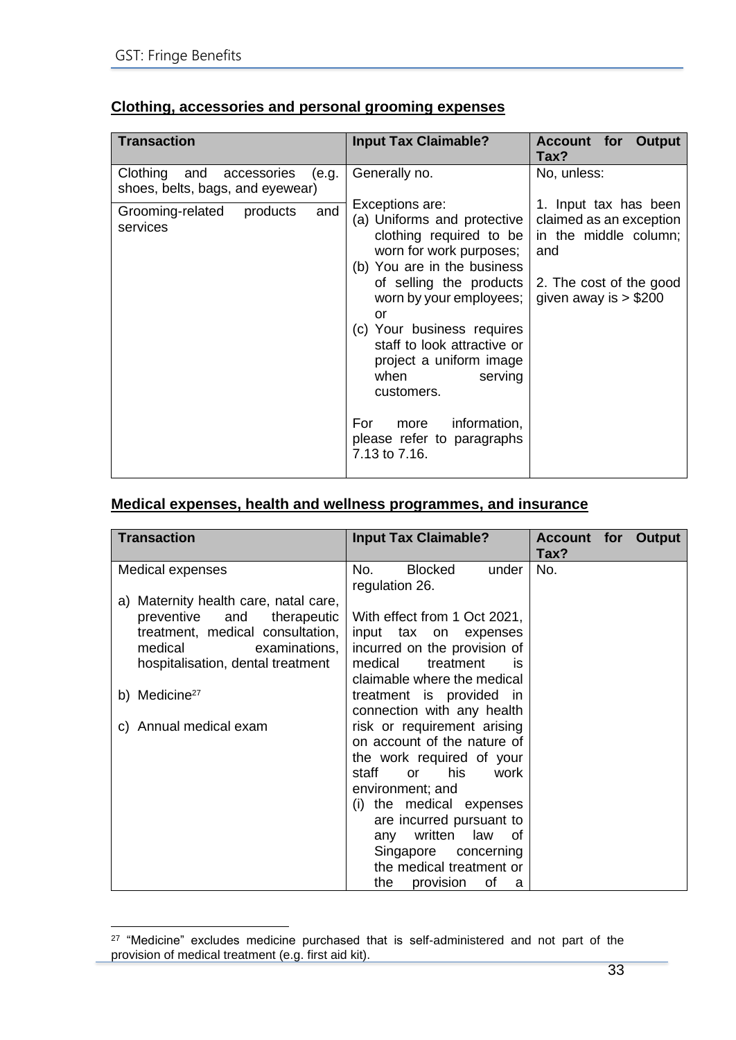**<u>Clothing, accessories and personal grooming expenses</u>**

| Transaction | Input Tax Claimable? | Account for Output Tax? |
|---|---|---|
| Clothing and accessories (e.g. shoes, belts, bags, and eyewear)<br><br>Grooming-related products and services | Generally no.<br><br>Exceptions are:<br>(a) Uniforms and protective clothing required to be worn for work purposes;<br>(b) You are in the business of selling the products worn by your employees; or<br>(c) Your business requires staff to look attractive or project a uniform image when serving customers.<br><br>For more information, please refer to paragraphs 7.13 to 7.16. | No, unless:<br><br>1. Input tax has been claimed as an exception in the middle column; and<br><br>2. The cost of the good given away is > $200 |

**<u>Medical expenses, health and wellness programmes, and insurance</u>**

| Transaction | Input Tax Claimable? | Account for Output Tax? |
|---|---|---|
| Medical expenses<br><br>a) Maternity health care, natal care, preventive and therapeutic treatment, medical consultation, medical examinations, hospitalisation, dental treatment<br><br>b) Medicine[27]<br><br>c) Annual medical exam | No. Blocked under regulation 26.<br><br>With effect from 1 Oct 2021, input tax on expenses incurred on the provision of medical treatment is claimable where the medical treatment is provided in connection with any health risk or requirement arising on account of the nature of the work required of your staff or his work environment; and<br>(i) the medical expenses are incurred pursuant to any written law of Singapore concerning the medical treatment or the provision of a | No. |

[27] "Medicine" excludes medicine purchased that is self-administered and not part of the provision of medical treatment (e.g. first aid kit).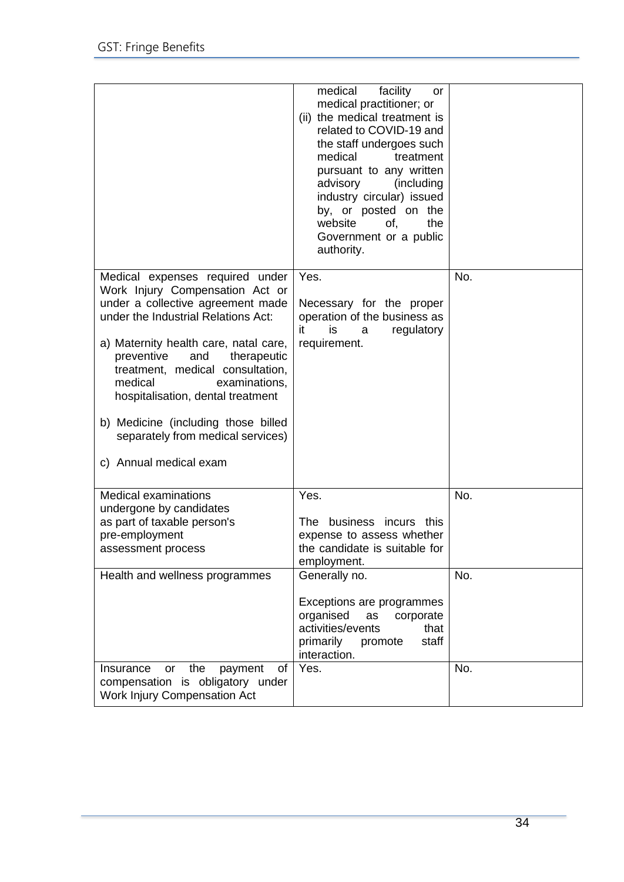| | | |
|---|---|---|
| | medical facility or medical practitioner; or<br>(ii) the medical treatment is related to COVID-19 and the staff undergoes such medical treatment pursuant to any written advisory (including industry circular) issued by, or posted on the website of, the Government or a public authority. | |
| Medical expenses required under Work Injury Compensation Act or under a collective agreement made under the Industrial Relations Act:<br><br>a) Maternity health care, natal care, preventive and therapeutic treatment, medical consultation, medical examinations, hospitalisation, dental treatment<br><br>b) Medicine (including those billed separately from medical services)<br><br>c) Annual medical exam | Yes.<br><br>Necessary for the proper operation of the business as it is a regulatory requirement. | No. |
| Medical examinations undergone by candidates as part of taxable person's pre-employment assessment process | Yes.<br><br>The business incurs this expense to assess whether the candidate is suitable for employment. | No. |
| Health and wellness programmes | Generally no.<br><br>Exceptions are programmes organised as corporate activities/events that primarily promote staff interaction. | No. |
| Insurance or the payment of compensation is obligatory under Work Injury Compensation Act | Yes. | No. |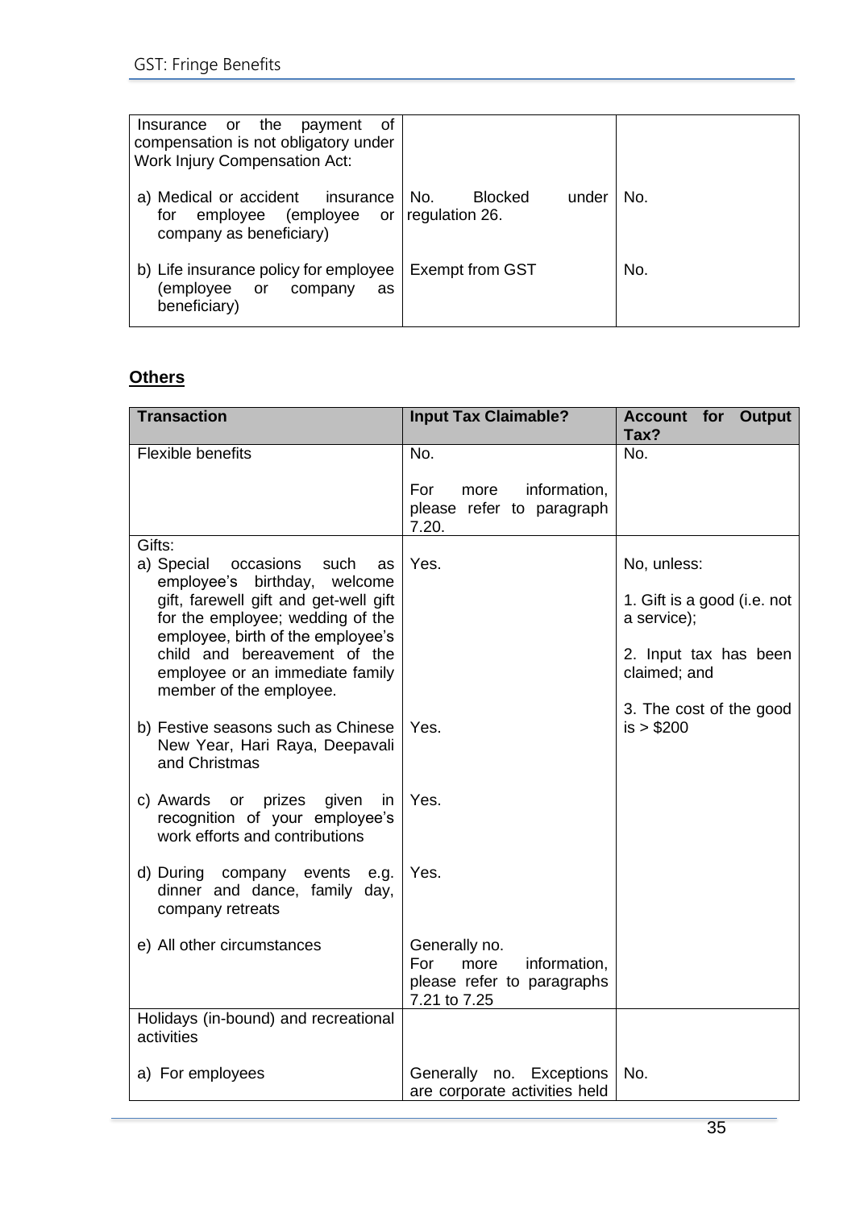| | | |
|---|---|---|
| Insurance or the payment of compensation is not obligatory under Work Injury Compensation Act: | | |
| a) Medical or accident insurance for employee (employee or company as beneficiary) | No. Blocked under regulation 26. | No. |
| b) Life insurance policy for employee (employee or company as beneficiary) | Exempt from GST | No. |

**Others**

| Transaction | Input Tax Claimable? | Account for Output Tax? |
|---|---|---|
| Flexible benefits | No.<br><br>For more information, please refer to paragraph 7.20. | No. |
| Gifts: | | |
| a) Special occasions such as employee's birthday, welcome gift, farewell gift and get-well gift for the employee; wedding of the employee, birth of the employee's child and bereavement of the employee or an immediate family member of the employee. | Yes. | No, unless:<br><br>1. Gift is a good (i.e. not a service);<br><br>2. Input tax has been claimed; and<br><br>3. The cost of the good is > $200 |
| b) Festive seasons such as Chinese New Year, Hari Raya, Deepavali and Christmas | Yes. | |
| c) Awards or prizes given in recognition of your employee's work efforts and contributions | Yes. | |
| d) During company events e.g. dinner and dance, family day, company retreats | Yes. | |
| e) All other circumstances | Generally no.<br>For more information, please refer to paragraphs 7.21 to 7.25 | |
| Holidays (in-bound) and recreational activities | | |
| a) For employees | Generally no. Exceptions are corporate activities held | No. |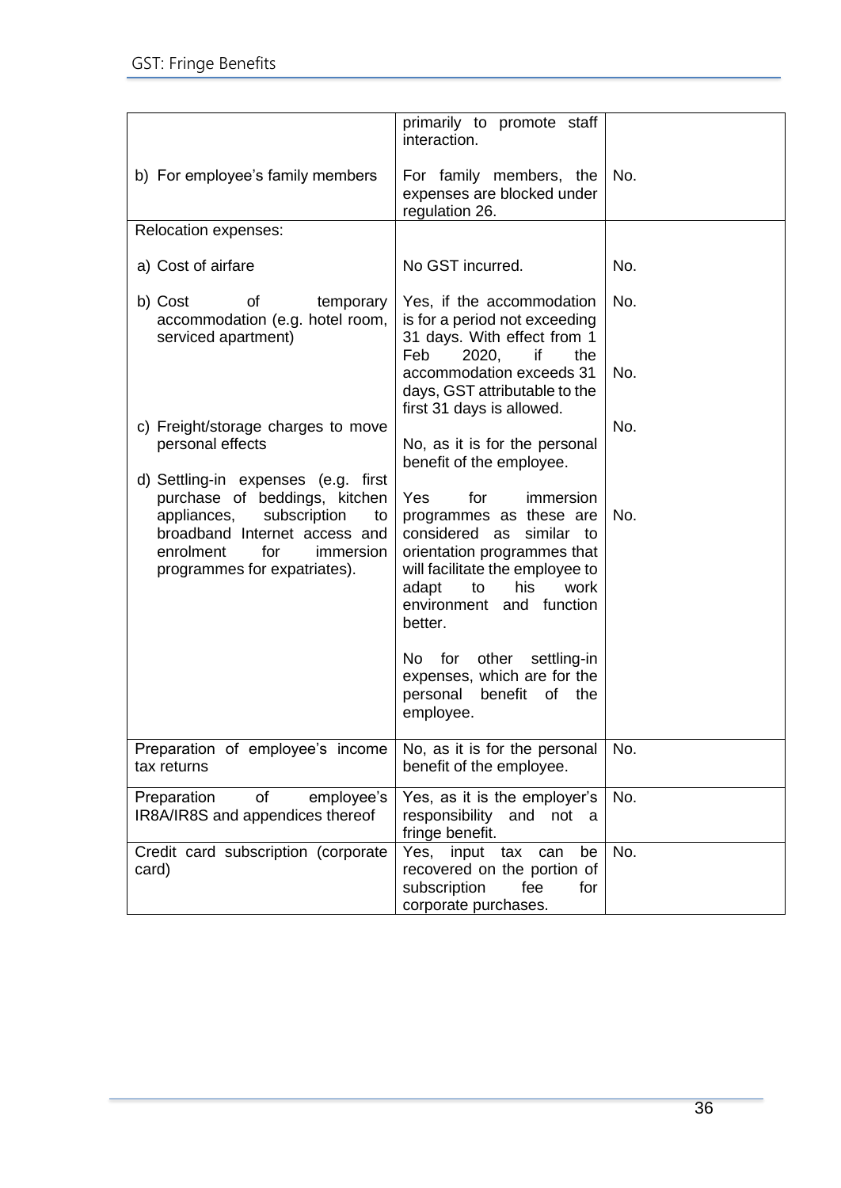| | | |
|---|---|---|
| | primarily to promote staff interaction. | |
| b) For employee's family members | For family members, the expenses are blocked under regulation 26. | No. |
| Relocation expenses: | | |
| a) Cost of airfare | No GST incurred. | No. |
| b) Cost of temporary accommodation (e.g. hotel room, serviced apartment) | Yes, if the accommodation is for a period not exceeding 31 days. With effect from 1 Feb 2020, if the accommodation exceeds 31 days, GST attributable to the first 31 days is allowed. | No.<br><br>No. |
| c) Freight/storage charges to move personal effects | No, as it is for the personal benefit of the employee. | No. |
| d) Settling-in expenses (e.g. first purchase of beddings, kitchen appliances, subscription to broadband Internet access and enrolment for immersion programmes for expatriates). | Yes for immersion programmes as these are considered as similar to orientation programmes that will facilitate the employee to adapt to his work environment and function better.<br><br>No for other settling-in expenses, which are for the personal benefit of the employee. | No. |
| Preparation of employee's income tax returns | No, as it is for the personal benefit of the employee. | No. |
| Preparation of employee's IR8A/IR8S and appendices thereof | Yes, as it is the employer's responsibility and not a fringe benefit. | No. |
| Credit card subscription (corporate card) | Yes, input tax can be recovered on the portion of subscription fee for corporate purchases. | No. |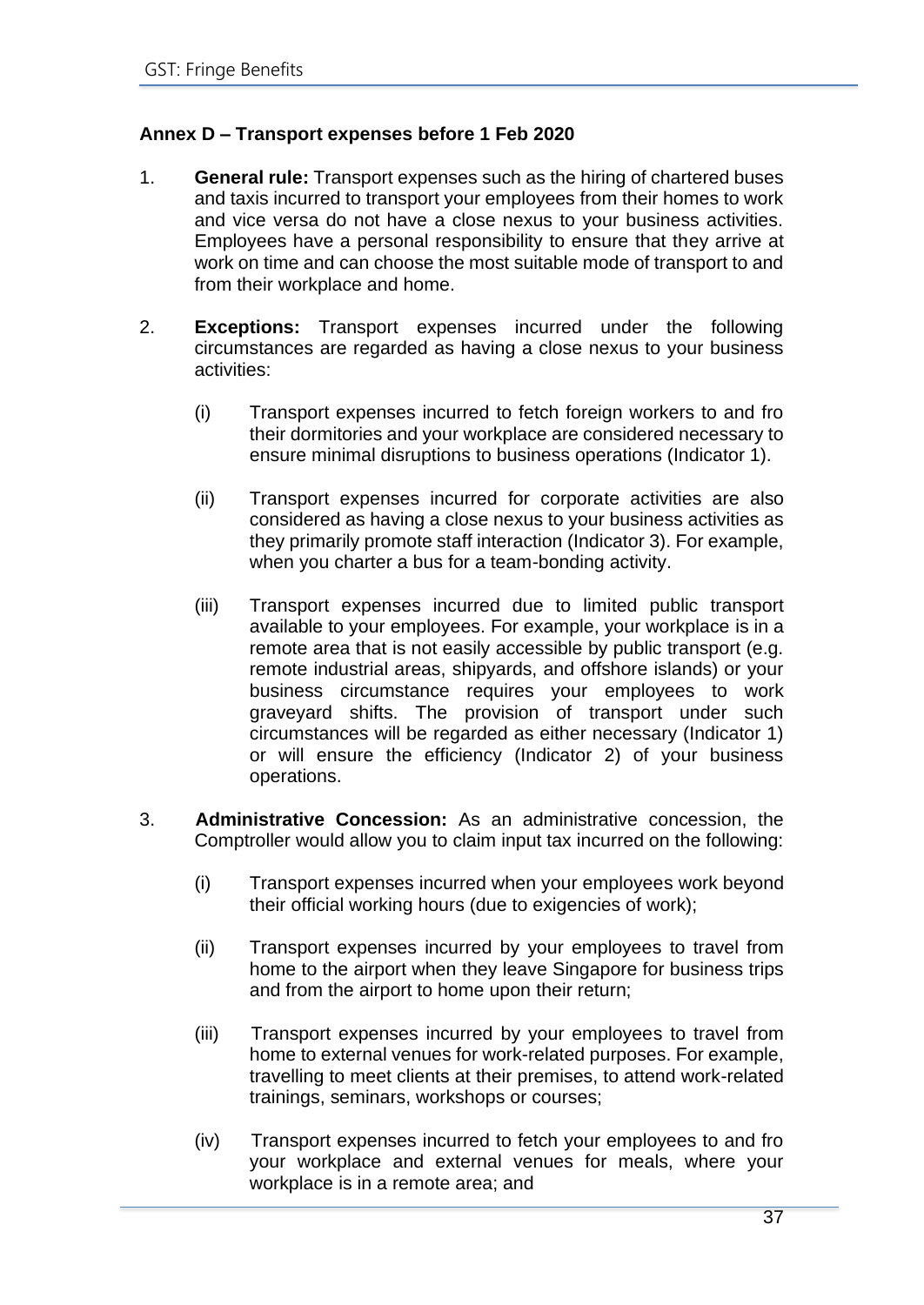## Annex D – Transport expenses before 1 Feb 2020

1. **General rule:** Transport expenses such as the hiring of chartered buses and taxis incurred to transport your employees from their homes to work and vice versa do not have a close nexus to your business activities. Employees have a personal responsibility to ensure that they arrive at work on time and can choose the most suitable mode of transport to and from their workplace and home.

2. **Exceptions:** Transport expenses incurred under the following circumstances are regarded as having a close nexus to your business activities:

   (i) Transport expenses incurred to fetch foreign workers to and fro their dormitories and your workplace are considered necessary to ensure minimal disruptions to business operations (Indicator 1).

   (ii) Transport expenses incurred for corporate activities are also considered as having a close nexus to your business activities as they primarily promote staff interaction (Indicator 3). For example, when you charter a bus for a team-bonding activity.

   (iii) Transport expenses incurred due to limited public transport available to your employees. For example, your workplace is in a remote area that is not easily accessible by public transport (e.g. remote industrial areas, shipyards, and offshore islands) or your business circumstance requires your employees to work graveyard shifts. The provision of transport under such circumstances will be regarded as either necessary (Indicator 1) or will ensure the efficiency (Indicator 2) of your business operations.

3. **Administrative Concession:** As an administrative concession, the Comptroller would allow you to claim input tax incurred on the following:

   (i) Transport expenses incurred when your employees work beyond their official working hours (due to exigencies of work);

   (ii) Transport expenses incurred by your employees to travel from home to the airport when they leave Singapore for business trips and from the airport to home upon their return;

   (iii) Transport expenses incurred by your employees to travel from home to external venues for work-related purposes. For example, travelling to meet clients at their premises, to attend work-related trainings, seminars, workshops or courses;

   (iv) Transport expenses incurred to fetch your employees to and fro your workplace and external venues for meals, where your workplace is in a remote area; and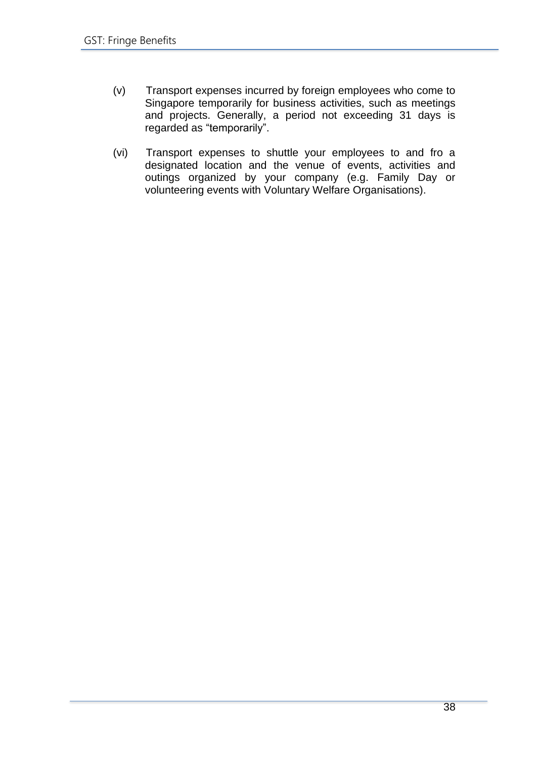(v) Transport expenses incurred by foreign employees who come to Singapore temporarily for business activities, such as meetings and projects. Generally, a period not exceeding 31 days is regarded as "temporarily".

(vi) Transport expenses to shuttle your employees to and fro a designated location and the venue of events, activities and outings organized by your company (e.g. Family Day or volunteering events with Voluntary Welfare Organisations).